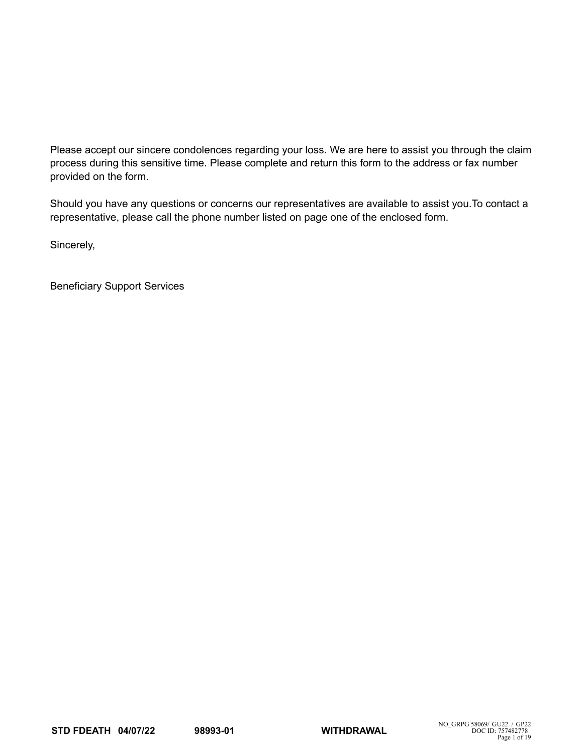Please accept our sincere condolences regarding your loss. We are here to assist you through the claim process during this sensitive time. Please complete and return this form to the address or fax number provided on the form.

Should you have any questions or concerns our representatives are available to assist you.To contact a representative, please call the phone number listed on page one of the enclosed form.

Sincerely,

Beneficiary Support Services

**STD FDEATH 04/07/22** **98993-01** **WITHDRAWAL**

NO_GRPG 58069/ GU22 / GP22
DOC ID: 757482778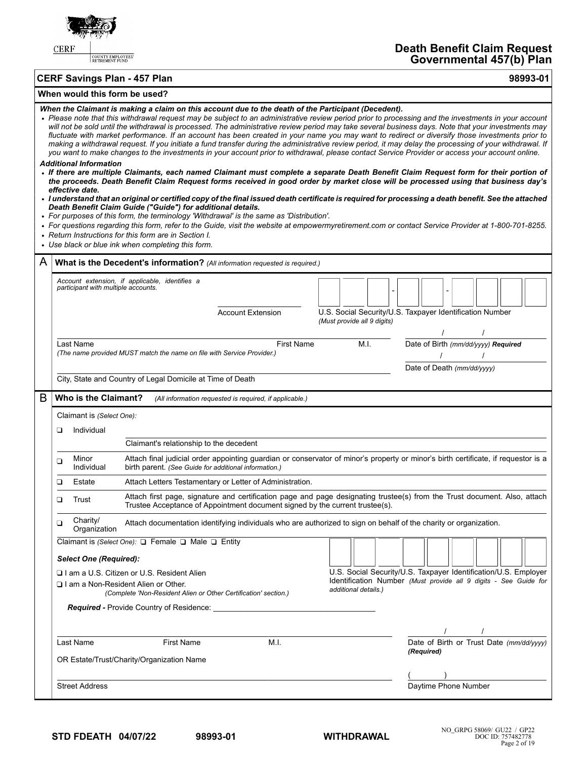CERF | COUNTY EMPLOYEES' RETIREMENT FUND

# Death Benefit Claim Request Governmental 457(b) Plan

**CERF Savings Plan - 457 Plan** **98993-01**

## When would this form be used?

***When the Claimant is making a claim on this account due to the death of the Participant (Decedent).***

- *Please note that this withdrawal request may be subject to an administrative review period prior to processing and the investments in your account will not be sold until the withdrawal is processed. The administrative review period may take several business days. Note that your investments may fluctuate with market performance. If an account has been created in your name you may want to redirect or diversify those investments prior to making a withdrawal request. If you initiate a fund transfer during the administrative review period, it may delay the processing of your withdrawal. If you want to make changes to the investments in your account prior to withdrawal, please contact Service Provider or access your account online.*

***Additional Information***

- ***If there are multiple Claimants, each named Claimant must complete a separate Death Benefit Claim Request form for their portion of the proceeds. Death Benefit Claim Request forms received in good order by market close will be processed using that business day's effective date.***
- ***I understand that an original or certified copy of the final issued death certificate is required for processing a death benefit. See the attached Death Benefit Claim Guide ("Guide") for additional details.***
- *For purposes of this form, the terminology 'Withdrawal' is the same as 'Distribution'.*
- *For questions regarding this form, refer to the Guide, visit the website at empowermyretirement.com or contact Service Provider at 1-800-701-8255.*
- *Return Instructions for this form are in Section I.*
- *Use black or blue ink when completing this form.*

## A What is the Decedent's information? *(All information requested is required.)*

*Account extension, if applicable, identifies a participant with multiple accounts.*

Account Extension ____________

U.S. Social Security/U.S. Taxpayer Identification Number ___ ___ ___ - ___ ___ - ___ ___ ___ ___ *(Must provide all 9 digits)*

Last Name ____________ First Name ____________ M.I. ____

*(The name provided MUST match the name on file with Service Provider.)*

Date of Birth *(mm/dd/yyyy)* ***Required*** ____ / ____ / ______

Date of Death *(mm/dd/yyyy)* ____ / ____ / ______

City, State and Country of Legal Domicile at Time of Death ____________

## B Who is the Claimant? *(All information requested is required, if applicable.)*

Claimant is *(Select One)*:

| | |
|---|---|
| ❑ Individual | Claimant's relationship to the decedent ____________ |
| ❑ Minor Individual | Attach final judicial order appointing guardian or conservator of minor's property or minor's birth certificate, if requestor is a birth parent. *(See Guide for additional information.)* |
| ❑ Estate | Attach Letters Testamentary or Letter of Administration. |
| ❑ Trust | Attach first page, signature and certification page and page designating trustee(s) from the Trust document. Also, attach Trustee Acceptance of Appointment document signed by the current trustee(s). |
| ❑ Charity/ Organization | Attach documentation identifying individuals who are authorized to sign on behalf of the charity or organization. |

Claimant is *(Select One)*: ❑ Female ❑ Male ❑ Entity

***Select One (Required):***

❑ I am a U.S. Citizen or U.S. Resident Alien

❑ I am a Non-Resident Alien or Other. *(Complete 'Non-Resident Alien or Other Certification' section.)*

U.S. Social Security/U.S. Taxpayer Identification/U.S. Employer Identification Number *(Must provide all 9 digits - See Guide for additional details.)*

***Required -*** Provide Country of Residence: ____________

Last Name ____________ First Name ____________ M.I. ____

OR Estate/Trust/Charity/Organization Name

Date of Birth or Trust Date *(mm/dd/yyyy)* ***(Required)*** ____ / ____ / ______

Street Address ____________

Daytime Phone Number ( ____ ) ____________

STD FDEATH 04/07/22 98993-01 WITHDRAWAL

NO_GRPG 58069/ GU22 / GP22
DOC ID: 757482778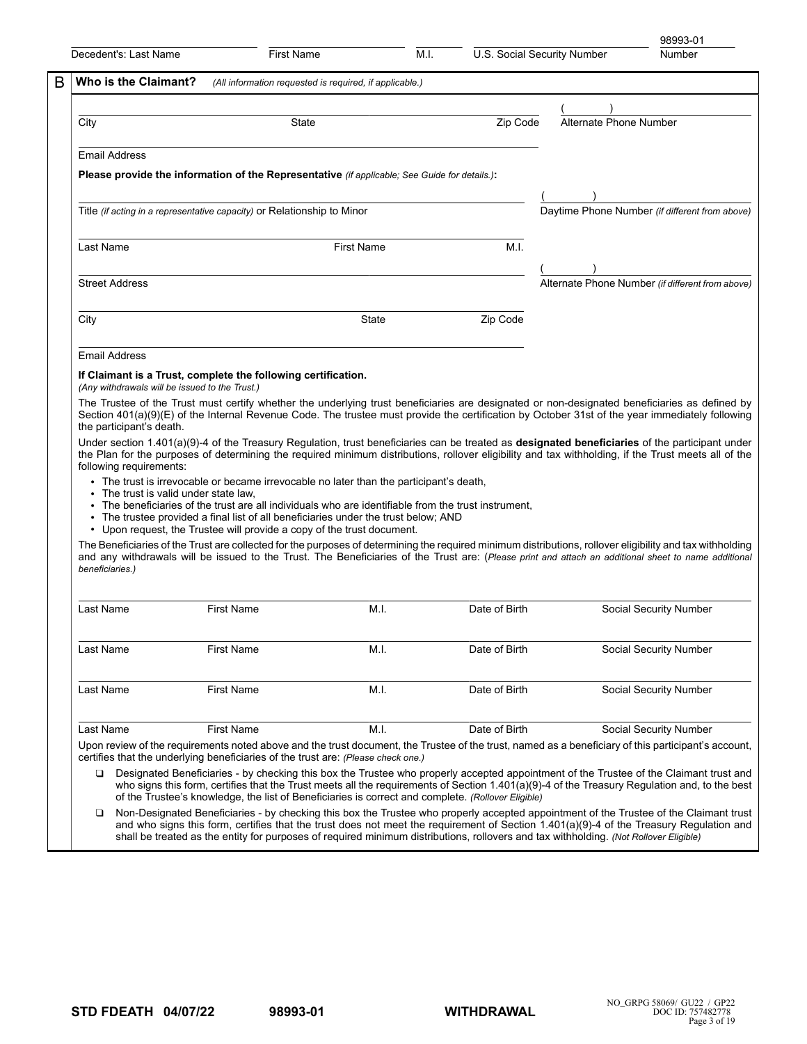Decedent's: Last Name | First Name | M.I. | U.S. Social Security Number | 98993-01 Number

## B Who is the Claimant? *(All information requested is required, if applicable.)*

City | State | Zip Code | ( ) Alternate Phone Number

Email Address

**Please provide the information of the Representative** *(if applicable; See Guide for details.)***:**

Title *(if acting in a representative capacity)* or Relationship to Minor | ( ) Daytime Phone Number *(if different from above)*

Last Name | First Name | M.I.

Street Address | ( ) Alternate Phone Number *(if different from above)*

City | State | Zip Code

Email Address

**If Claimant is a Trust, complete the following certification.**
*(Any withdrawals will be issued to the Trust.)*

The Trustee of the Trust must certify whether the underlying trust beneficiaries are designated or non-designated beneficiaries as defined by Section 401(a)(9)(E) of the Internal Revenue Code. The trustee must provide the certification by October 31st of the year immediately following the participant's death.

Under section 1.401(a)(9)-4 of the Treasury Regulation, trust beneficiaries can be treated as **designated beneficiaries** of the participant under the Plan for the purposes of determining the required minimum distributions, rollover eligibility and tax withholding, if the Trust meets all of the following requirements:

- The trust is irrevocable or became irrevocable no later than the participant's death,
- The trust is valid under state law,
- The beneficiaries of the trust are all individuals who are identifiable from the trust instrument,
- The trustee provided a final list of all beneficiaries under the trust below; AND
- Upon request, the Trustee will provide a copy of the trust document.

The Beneficiaries of the Trust are collected for the purposes of determining the required minimum distributions, rollover eligibility and tax withholding and any withdrawals will be issued to the Trust. The Beneficiaries of the Trust are: (*Please print and attach an additional sheet to name additional beneficiaries.)*

| Last Name | First Name | M.I. | Date of Birth | Social Security Number |
|---|---|---|---|---|
| | | | | |
| | | | | |
| | | | | |
| | | | | |

Upon review of the requirements noted above and the trust document, the Trustee of the trust, named as a beneficiary of this participant's account, certifies that the underlying beneficiaries of the trust are: *(Please check one.)*

❑ Designated Beneficiaries - by checking this box the Trustee who properly accepted appointment of the Trustee of the Claimant trust and who signs this form, certifies that the Trust meets all the requirements of Section 1.401(a)(9)-4 of the Treasury Regulation and, to the best of the Trustee's knowledge, the list of Beneficiaries is correct and complete. *(Rollover Eligible)*

❑ Non-Designated Beneficiaries - by checking this box the Trustee who properly accepted appointment of the Trustee of the Claimant trust and who signs this form, certifies that the trust does not meet the requirement of Section 1.401(a)(9)-4 of the Treasury Regulation and shall be treated as the entity for purposes of required minimum distributions, rollovers and tax withholding. *(Not Rollover Eligible)*

STD FDEATH 04/07/22 98993-01 WITHDRAWAL NO_GRPG 58069/ GU22 / GP22 DOC ID: 757482778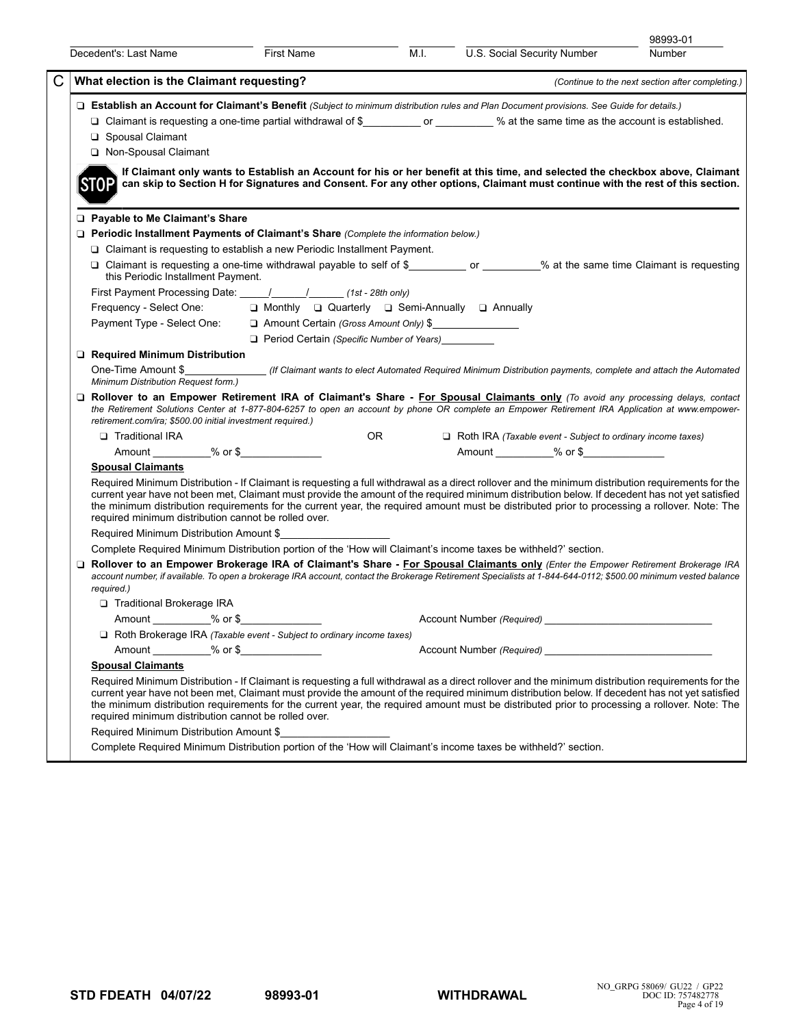Decedent's: Last Name ____ First Name ____ M.I. ____ U.S. Social Security Number ____ 98993-01 Number

## C What election is the Claimant requesting?

*(Continue to the next section after completing.)*

❑ **Establish an Account for Claimant's Benefit** *(Subject to minimum distribution rules and Plan Document provisions. See Guide for details.)*

- ❑ Claimant is requesting a one-time partial withdrawal of $__________ or __________ % at the same time as the account is established.
- ❑ Spousal Claimant
- ❑ Non-Spousal Claimant

**STOP** **If Claimant only wants to Establish an Account for his or her benefit at this time, and selected the checkbox above, Claimant can skip to Section H for Signatures and Consent. For any other options, Claimant must continue with the rest of this section.**

---

❑ **Payable to Me Claimant's Share**

❑ **Periodic Installment Payments of Claimant's Share** *(Complete the information below.)*

- ❑ Claimant is requesting to establish a new Periodic Installment Payment.
- ❑ Claimant is requesting a one-time withdrawal payable to self of $__________ or __________% at the same time Claimant is requesting this Periodic Installment Payment.

First Payment Processing Date: _____/______/______ *(1st - 28th only)*

Frequency - Select One: ❑ Monthly ❑ Quarterly ❑ Semi-Annually ❑ Annually

Payment Type - Select One: ❑ Amount Certain *(Gross Amount Only)* $________________

❑ Period Certain *(Specific Number of Years)*__________

❑ **Required Minimum Distribution**

One-Time Amount $______________ *(If Claimant wants to elect Automated Required Minimum Distribution payments, complete and attach the Automated Minimum Distribution Request form.)*

❑ **Rollover to an Empower Retirement IRA of Claimant's Share - __For Spousal Claimants only__** *(To avoid any processing delays, contact the Retirement Solutions Center at 1-877-804-6257 to open an account by phone OR complete an Empower Retirement IRA Application at www.empower-retirement.com/ira; $500.00 initial investment required.)*

❑ Traditional IRA OR ❑ Roth IRA *(Taxable event - Subject to ordinary income taxes)*

Amount __________% or $______________ Amount __________% or $______________

__**Spousal Claimants**__

Required Minimum Distribution - If Claimant is requesting a full withdrawal as a direct rollover and the minimum distribution requirements for the current year have not been met, Claimant must provide the amount of the required minimum distribution below. If decedent has not yet satisfied the minimum distribution requirements for the current year, the required amount must be distributed prior to processing a rollover. Note: The required minimum distribution cannot be rolled over.

Required Minimum Distribution Amount $___________________

Complete Required Minimum Distribution portion of the 'How will Claimant's income taxes be withheld?' section.

❑ **Rollover to an Empower Brokerage IRA of Claimant's Share - __For Spousal Claimants only__** *(Enter the Empower Retirement Brokerage IRA account number, if available. To open a brokerage IRA account, contact the Brokerage Retirement Specialists at 1-844-644-0112; $500.00 minimum vested balance required.)*

❑ Traditional Brokerage IRA

Amount __________% or $______________ Account Number *(Required)* ______________________________

❑ Roth Brokerage IRA *(Taxable event - Subject to ordinary income taxes)*

Amount __________% or $______________ Account Number *(Required)* ______________________________

__**Spousal Claimants**__

Required Minimum Distribution - If Claimant is requesting a full withdrawal as a direct rollover and the minimum distribution requirements for the current year have not been met, Claimant must provide the amount of the required minimum distribution below. If decedent has not yet satisfied the minimum distribution requirements for the current year, the required amount must be distributed prior to processing a rollover. Note: The required minimum distribution cannot be rolled over.

Required Minimum Distribution Amount $___________________

Complete Required Minimum Distribution portion of the 'How will Claimant's income taxes be withheld?' section.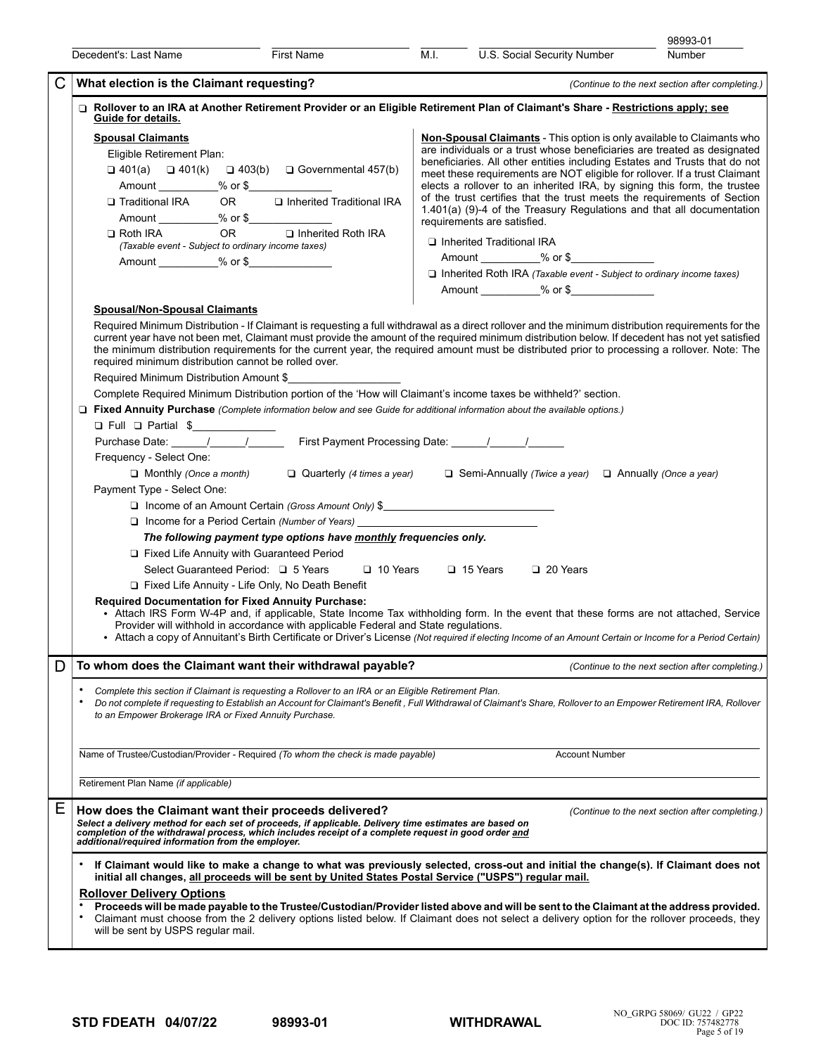Decedent's: Last Name ______ First Name ______ M.I. ______ U.S. Social Security Number ______ 98993-01 Number

## C What election is the Claimant requesting?

*(Continue to the next section after completing.)*

❑ **Rollover to an IRA at Another Retirement Provider or an Eligible Retirement Plan of Claimant's Share - Restrictions apply; see Guide for details.**

**Spousal Claimants**

Eligible Retirement Plan:

❑ 401(a) ❑ 401(k) ❑ 403(b) ❑ Governmental 457(b)

Amount __________% or $______________

❑ Traditional IRA OR ❑ Inherited Traditional IRA

Amount __________% or $______________

❑ Roth IRA OR ❑ Inherited Roth IRA
*(Taxable event - Subject to ordinary income taxes)*

Amount __________% or $______________

**Non-Spousal Claimants** - This option is only available to Claimants who are individuals or a trust whose beneficiaries are treated as designated beneficiaries. All other entities including Estates and Trusts that do not meet these requirements are NOT eligible for rollover. If a trust Claimant elects a rollover to an inherited IRA, by signing this form, the trustee of the trust certifies that the trust meets the requirements of Section 1.401(a) (9)-4 of the Treasury Regulations and that all documentation requirements are satisfied.

❑ Inherited Traditional IRA

Amount __________% or $______________

❑ Inherited Roth IRA *(Taxable event - Subject to ordinary income taxes)*

Amount __________% or $______________

**Spousal/Non-Spousal Claimants**

Required Minimum Distribution - If Claimant is requesting a full withdrawal as a direct rollover and the minimum distribution requirements for the current year have not been met, Claimant must provide the amount of the required minimum distribution below. If decedent has not yet satisfied the minimum distribution requirements for the current year, the required amount must be distributed prior to processing a rollover. Note: The required minimum distribution cannot be rolled over.

Required Minimum Distribution Amount $__________________

Complete Required Minimum Distribution portion of the 'How will Claimant's income taxes be withheld?' section.

❑ **Fixed Annuity Purchase** *(Complete information below and see Guide for additional information about the available options.)*

❑ Full ❑ Partial $______________

Purchase Date: ______/______/______ First Payment Processing Date: ______/______/______

Frequency - Select One:

❑ Monthly *(Once a month)* ❑ Quarterly *(4 times a year)* ❑ Semi-Annually *(Twice a year)* ❑ Annually *(Once a year)*

Payment Type - Select One:

❑ Income of an Amount Certain *(Gross Amount Only)* $____________________________

❑ Income for a Period Certain *(Number of Years)* ____________________________

***The following payment type options have monthly frequencies only.***

❑ Fixed Life Annuity with Guaranteed Period

Select Guaranteed Period: ❑ 5 Years ❑ 10 Years ❑ 15 Years ❑ 20 Years

❑ Fixed Life Annuity - Life Only, No Death Benefit

**Required Documentation for Fixed Annuity Purchase:**

- Attach IRS Form W-4P and, if applicable, State Income Tax withholding form. In the event that these forms are not attached, Service Provider will withhold in accordance with applicable Federal and State regulations.
- Attach a copy of Annuitant's Birth Certificate or Driver's License *(Not required if electing Income of an Amount Certain or Income for a Period Certain)*

## D To whom does the Claimant want their withdrawal payable?

*(Continue to the next section after completing.)*

- *Complete this section if Claimant is requesting a Rollover to an IRA or an Eligible Retirement Plan.*
- *Do not complete if requesting to Establish an Account for Claimant's Benefit , Full Withdrawal of Claimant's Share, Rollover to an Empower Retirement IRA, Rollover to an Empower Brokerage IRA or Fixed Annuity Purchase.*

______________________________________________________________________

Name of Trustee/Custodian/Provider - Required *(To whom the check is made payable)* Account Number

______________________________________________________________________

Retirement Plan Name *(if applicable)*

## E How does the Claimant want their proceeds delivered?

*(Continue to the next section after completing.)*

***Select a delivery method for each set of proceeds, if applicable. Delivery time estimates are based on completion of the withdrawal process, which includes receipt of a complete request in good order and additional/required information from the employer.***

- **If Claimant would like to make a change to what was previously selected, cross-out and initial the change(s). If Claimant does not initial all changes, all proceeds will be sent by United States Postal Service ("USPS") regular mail.**

**Rollover Delivery Options**

- **Proceeds will be made payable to the Trustee/Custodian/Provider listed above and will be sent to the Claimant at the address provided.**
- Claimant must choose from the 2 delivery options listed below. If Claimant does not select a delivery option for the rollover proceeds, they will be sent by USPS regular mail.

STD FDEATH 04/07/22 98993-01 WITHDRAWAL NO_GRPG 58069/ GU22 / GP22 DOC ID: 757482778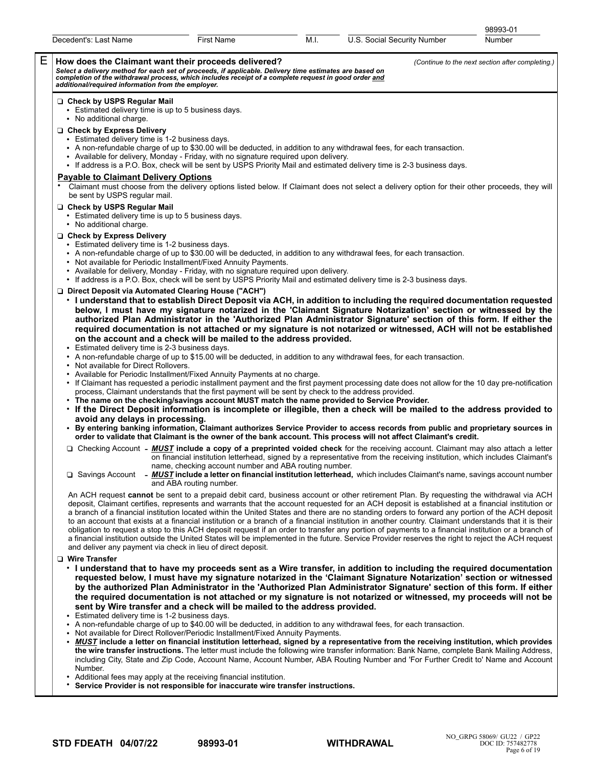| Decedent's: Last Name | First Name | M.I. | U.S. Social Security Number | 98993-01 Number |
|---|---|---|---|---|

## E How does the Claimant want their proceeds delivered?

*(Continue to the next section after completing.)*

***Select a delivery method for each set of proceeds, if applicable. Delivery time estimates are based on completion of the withdrawal process, which includes receipt of a complete request in good order and additional/required information from the employer.***

❑ **Check by USPS Regular Mail**
- Estimated delivery time is up to 5 business days.
- No additional charge.

❑ **Check by Express Delivery**
- Estimated delivery time is 1-2 business days.
- A non-refundable charge of up to $30.00 will be deducted, in addition to any withdrawal fees, for each transaction.
- Available for delivery, Monday - Friday, with no signature required upon delivery.
- If address is a P.O. Box, check will be sent by USPS Priority Mail and estimated delivery time is 2-3 business days.

**Payable to Claimant Delivery Options**

- Claimant must choose from the delivery options listed below. If Claimant does not select a delivery option for their other proceeds, they will be sent by USPS regular mail.

❑ **Check by USPS Regular Mail**
- Estimated delivery time is up to 5 business days.
- No additional charge.

❑ **Check by Express Delivery**
- Estimated delivery time is 1-2 business days.
- A non-refundable charge of up to $30.00 will be deducted, in addition to any withdrawal fees, for each transaction.
- Not available for Periodic Installment/Fixed Annuity Payments.
- Available for delivery, Monday - Friday, with no signature required upon delivery.
- If address is a P.O. Box, check will be sent by USPS Priority Mail and estimated delivery time is 2-3 business days.

❑ **Direct Deposit via Automated Clearing House ("ACH")**
- **I understand that to establish Direct Deposit via ACH, in addition to including the required documentation requested below, I must have my signature notarized in the 'Claimant Signature Notarization' section or witnessed by the authorized Plan Administrator in the 'Authorized Plan Administrator Signature' section of this form. If either the required documentation is not attached or my signature is not notarized or witnessed, ACH will not be established on the account and a check will be mailed to the address provided.**
- Estimated delivery time is 2-3 business days.
- A non-refundable charge of up to $15.00 will be deducted, in addition to any withdrawal fees, for each transaction.
- Not available for Direct Rollovers.
- Available for Periodic Installment/Fixed Annuity Payments at no charge.
- If Claimant has requested a periodic installment payment and the first payment processing date does not allow for the 10 day pre-notification process, Claimant understands that the first payment will be sent by check to the address provided.
- **The name on the checking/savings account MUST match the name provided to Service Provider.**
- **If the Direct Deposit information is incomplete or illegible, then a check will be mailed to the address provided to avoid any delays in processing.**
- **By entering banking information, Claimant authorizes Service Provider to access records from public and proprietary sources in order to validate that Claimant is the owner of the bank account. This process will not affect Claimant's credit.**

❑ Checking Account - ***MUST*** **include a copy of a preprinted voided check** for the receiving account. Claimant may also attach a letter on financial institution letterhead, signed by a representative from the receiving institution, which includes Claimant's name, checking account number and ABA routing number.

❑ Savings Account - ***MUST*** **include a letter on financial institution letterhead,** which includes Claimant's name, savings account number and ABA routing number.

An ACH request **cannot** be sent to a prepaid debit card, business account or other retirement Plan. By requesting the withdrawal via ACH deposit, Claimant certifies, represents and warrants that the account requested for an ACH deposit is established at a financial institution or a branch of a financial institution located within the United States and there are no standing orders to forward any portion of the ACH deposit to an account that exists at a financial institution or a branch of a financial institution in another country. Claimant understands that it is their obligation to request a stop to this ACH deposit request if an order to transfer any portion of payments to a financial institution or a branch of a financial institution outside the United States will be implemented in the future. Service Provider reserves the right to reject the ACH request and deliver any payment via check in lieu of direct deposit.

❑ **Wire Transfer**
- **I understand that to have my proceeds sent as a Wire transfer, in addition to including the required documentation requested below, I must have my signature notarized in the 'Claimant Signature Notarization' section or witnessed by the authorized Plan Administrator in the 'Authorized Plan Administrator Signature' section of this form. If either the required documentation is not attached or my signature is not notarized or witnessed, my proceeds will not be sent by Wire transfer and a check will be mailed to the address provided.**
- Estimated delivery time is 1-2 business days.
- A non-refundable charge of up to $40.00 will be deducted, in addition to any withdrawal fees, for each transaction.
- Not available for Direct Rollover/Periodic Installment/Fixed Annuity Payments.
- ***MUST*** **include a letter on financial institution letterhead, signed by a representative from the receiving institution, which provides the wire transfer instructions.** The letter must include the following wire transfer information: Bank Name, complete Bank Mailing Address, including City, State and Zip Code, Account Name, Account Number, ABA Routing Number and 'For Further Credit to' Name and Account Number.
- Additional fees may apply at the receiving financial institution.
- **Service Provider is not responsible for inaccurate wire transfer instructions.**

STD FDEATH 04/07/22 98993-01 WITHDRAWAL NO_GRPG 58069/ GU22 / GP22 DOC ID: 757482778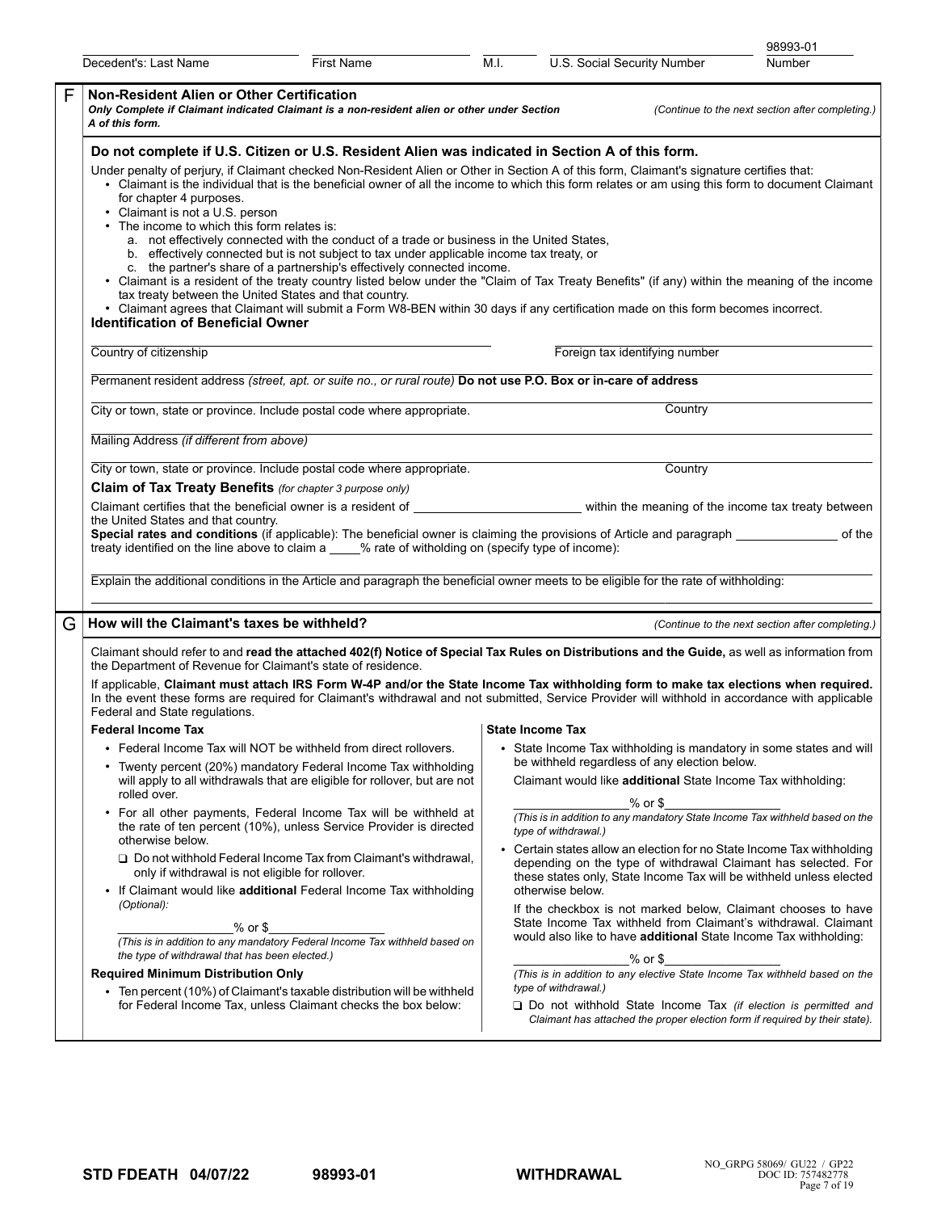Decedent's: Last Name ____ First Name ____ M.I. ____ U.S. Social Security Number ____ 98993-01 Number

## F Non-Resident Alien or Other Certification

***Only Complete if Claimant indicated Claimant is a non-resident alien or other under Section A of this form.*** *(Continue to the next section after completing.)*

**Do not complete if U.S. Citizen or U.S. Resident Alien was indicated in Section A of this form.**

Under penalty of perjury, if Claimant checked Non-Resident Alien or Other in Section A of this form, Claimant's signature certifies that:

- Claimant is the individual that is the beneficial owner of all the income to which this form relates or am using this form to document Claimant for chapter 4 purposes.
- Claimant is not a U.S. person
- The income to which this form relates is:
  - a. not effectively connected with the conduct of a trade or business in the United States,
  - b. effectively connected but is not subject to tax under applicable income tax treaty, or
  - c. the partner's share of a partnership's effectively connected income.
- Claimant is a resident of the treaty country listed below under the "Claim of Tax Treaty Benefits" (if any) within the meaning of the income tax treaty between the United States and that country.
- Claimant agrees that Claimant will submit a Form W8-BEN within 30 days if any certification made on this form becomes incorrect.

**Identification of Beneficial Owner**

Country of citizenship ____ Foreign tax identifying number ____

Permanent resident address *(street, apt. or suite no., or rural route)* **Do not use P.O. Box or in-care of address**

City or town, state or province. Include postal code where appropriate. ____ Country ____

Mailing Address *(if different from above)*

City or town, state or province. Include postal code where appropriate. ____ Country ____

**Claim of Tax Treaty Benefits** *(for chapter 3 purpose only)*

Claimant certifies that the beneficial owner is a resident of ________________ within the meaning of the income tax treaty between the United States and that country.

**Special rates and conditions** (if applicable): The beneficial owner is claiming the provisions of Article and paragraph ____________ of the treaty identified on the line above to claim a ____% rate of witholding on (specify type of income):

Explain the additional conditions in the Article and paragraph the beneficial owner meets to be eligible for the rate of withholding:

## G How will the Claimant's taxes be withheld?

*(Continue to the next section after completing.)*

Claimant should refer to and **read the attached 402(f) Notice of Special Tax Rules on Distributions and the Guide,** as well as information from the Department of Revenue for Claimant's state of residence.

If applicable, **Claimant must attach IRS Form W-4P and/or the State Income Tax withholding form to make tax elections when required.** In the event these forms are required for Claimant's withdrawal and not submitted, Service Provider will withhold in accordance with applicable Federal and State regulations.

**Federal Income Tax**

- Federal Income Tax will NOT be withheld from direct rollovers.
- Twenty percent (20%) mandatory Federal Income Tax withholding will apply to all withdrawals that are eligible for rollover, but are not rolled over.
- For all other payments, Federal Income Tax will be withheld at the rate of ten percent (10%), unless Service Provider is directed otherwise below.
  - ❑ Do not withhold Federal Income Tax from Claimant's withdrawal, only if withdrawal is not eligible for rollover.
- If Claimant would like **additional** Federal Income Tax withholding *(Optional)*:

  ____________% or $____________
  *(This is in addition to any mandatory Federal Income Tax withheld based on the type of withdrawal that has been elected.)*

**Required Minimum Distribution Only**

- Ten percent (10%) of Claimant's taxable distribution will be withheld for Federal Income Tax, unless Claimant checks the box below:

**State Income Tax**

- State Income Tax withholding is mandatory in some states and will be withheld regardless of any election below.

  Claimant would like **additional** State Income Tax withholding:

  ____________% or $____________
  *(This is in addition to any mandatory State Income Tax withheld based on the type of withdrawal.)*

- Certain states allow an election for no State Income Tax withholding depending on the type of withdrawal Claimant has selected. For these states only, State Income Tax will be withheld unless elected otherwise below.

  If the checkbox is not marked below, Claimant chooses to have State Income Tax withheld from Claimant's withdrawal. Claimant would also like to have **additional** State Income Tax withholding:

  ____________% or $____________
  *(This is in addition to any elective State Income Tax withheld based on the type of withdrawal.)*

  ❑ Do not withhold State Income Tax *(if election is permitted and Claimant has attached the proper election form if required by their state).*

**STD FDEATH 04/07/22 98993-01 WITHDRAWAL**

NO_GRPG 58069/ GU22 / GP22
DOC ID: 757482778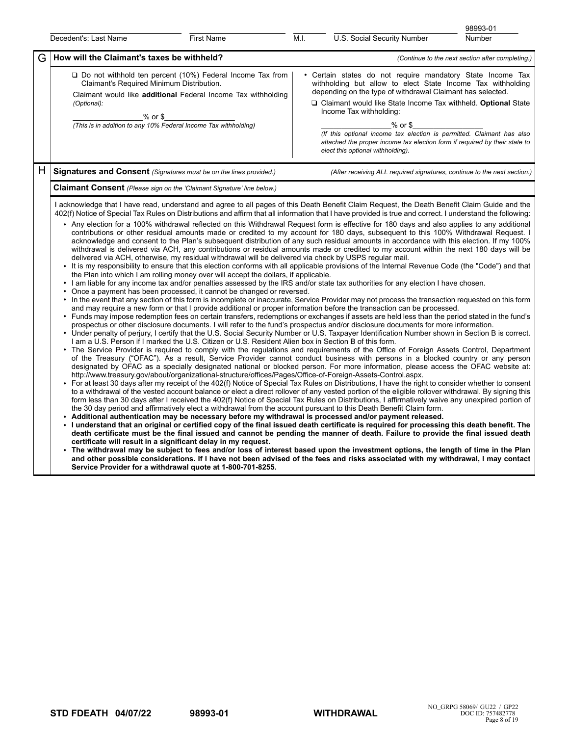| Decedent's: Last Name | First Name | M.I. | U.S. Social Security Number | 98993-01 Number |
|---|---|---|---|---|

## G How will the Claimant's taxes be withheld?

*(Continue to the next section after completing.)*

❑ Do not withhold ten percent (10%) Federal Income Tax from Claimant's Required Minimum Distribution.

Claimant would like **additional** Federal Income Tax withholding *(Optional)*:

\_\_\_\_\_\_\_\_\_\_\_\_\_\_\_% or $\_\_\_\_\_\_\_\_\_\_\_\_\_\_\_

*(This is in addition to any 10% Federal Income Tax withholding)*

- Certain states do not require mandatory State Income Tax withholding but allow to elect State Income Tax withholding depending on the type of withdrawal Claimant has selected.

❑ Claimant would like State Income Tax withheld. **Optional** State Income Tax withholding:

\_\_\_\_\_\_\_\_\_\_\_\_\_\_\_% or $\_\_\_\_\_\_\_\_\_\_\_\_\_\_\_

*(If this optional income tax election is permitted. Claimant has also attached the proper income tax election form if required by their state to elect this optional withholding).*

## H Signatures and Consent *(Signatures must be on the lines provided.)*

*(After receiving ALL required signatures, continue to the next section.)*

### Claimant Consent *(Please sign on the 'Claimant Signature' line below.)*

I acknowledge that I have read, understand and agree to all pages of this Death Benefit Claim Request, the Death Benefit Claim Guide and the 402(f) Notice of Special Tax Rules on Distributions and affirm that all information that I have provided is true and correct. I understand the following:

- Any election for a 100% withdrawal reflected on this Withdrawal Request form is effective for 180 days and also applies to any additional contributions or other residual amounts made or credited to my account for 180 days, subsequent to this 100% Withdrawal Request. I acknowledge and consent to the Plan's subsequent distribution of any such residual amounts in accordance with this election. If my 100% withdrawal is delivered via ACH, any contributions or residual amounts made or credited to my account within the next 180 days will be delivered via ACH, otherwise, my residual withdrawal will be delivered via check by USPS regular mail.
- It is my responsibility to ensure that this election conforms with all applicable provisions of the Internal Revenue Code (the "Code") and that the Plan into which I am rolling money over will accept the dollars, if applicable.
- I am liable for any income tax and/or penalties assessed by the IRS and/or state tax authorities for any election I have chosen.
- Once a payment has been processed, it cannot be changed or reversed.
- In the event that any section of this form is incomplete or inaccurate, Service Provider may not process the transaction requested on this form and may require a new form or that I provide additional or proper information before the transaction can be processed.
- Funds may impose redemption fees on certain transfers, redemptions or exchanges if assets are held less than the period stated in the fund's prospectus or other disclosure documents. I will refer to the fund's prospectus and/or disclosure documents for more information.
- Under penalty of perjury, I certify that the U.S. Social Security Number or U.S. Taxpayer Identification Number shown in Section B is correct. I am a U.S. Person if I marked the U.S. Citizen or U.S. Resident Alien box in Section B of this form.
- The Service Provider is required to comply with the regulations and requirements of the Office of Foreign Assets Control, Department of the Treasury ("OFAC"). As a result, Service Provider cannot conduct business with persons in a blocked country or any person designated by OFAC as a specially designated national or blocked person. For more information, please access the OFAC website at: http://www.treasury.gov/about/organizational-structure/offices/Pages/Office-of-Foreign-Assets-Control.aspx.
- For at least 30 days after my receipt of the 402(f) Notice of Special Tax Rules on Distributions, I have the right to consider whether to consent to a withdrawal of the vested account balance or elect a direct rollover of any vested portion of the eligible rollover withdrawal. By signing this form less than 30 days after I received the 402(f) Notice of Special Tax Rules on Distributions, I affirmatively waive any unexpired portion of the 30 day period and affirmatively elect a withdrawal from the account pursuant to this Death Benefit Claim form.
- **Additional authentication may be necessary before my withdrawal is processed and/or payment released.**
- **I understand that an original or certified copy of the final issued death certificate is required for processing this death benefit. The death certificate must be the final issued and cannot be pending the manner of death. Failure to provide the final issued death certificate will result in a significant delay in my request.**
- **The withdrawal may be subject to fees and/or loss of interest based upon the investment options, the length of time in the Plan and other possible considerations. If I have not been advised of the fees and risks associated with my withdrawal, I may contact Service Provider for a withdrawal quote at 1-800-701-8255.**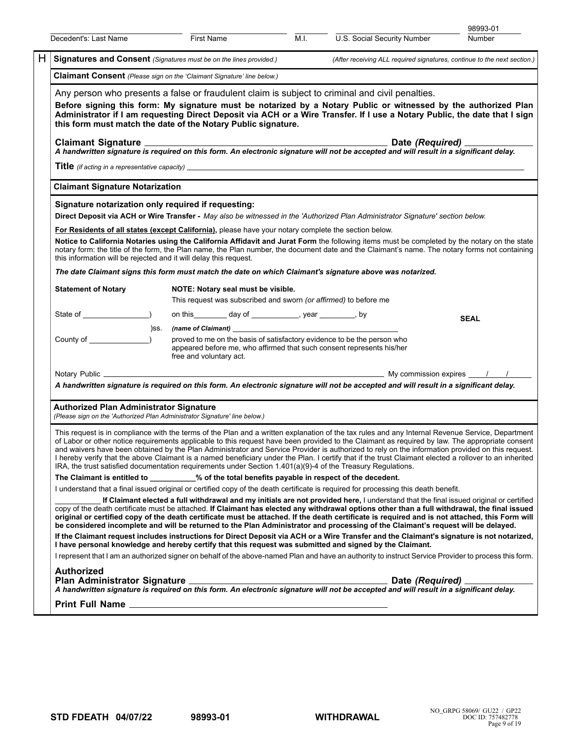Decedent's: Last Name ______ First Name ______ M.I. ______ U.S. Social Security Number ______ 98993-01 Number

## H Signatures and Consent *(Signatures must be on the lines provided.)*

*(After receiving ALL required signatures, continue to the next section.)*

### Claimant Consent *(Please sign on the 'Claimant Signature' line below.)*

Any person who presents a false or fraudulent claim is subject to criminal and civil penalties.

**Before signing this form: My signature must be notarized by a Notary Public or witnessed by the authorized Plan Administrator if I am requesting Direct Deposit via ACH or a Wire Transfer. If I use a Notary Public, the date that I sign this form must match the date of the Notary Public signature.**

**Claimant Signature** ______________________________ **Date *(Required)*** ______________

***A handwritten signature is required on this form. An electronic signature will not be accepted and will result in a significant delay.***

**Title** *(if acting in a representative capacity)* ______________________________

### Claimant Signature Notarization

**Signature notarization only required if requesting:**

**Direct Deposit via ACH or Wire Transfer -** *May also be witnessed in the 'Authorized Plan Administrator Signature' section below.*

**For Residents of all states (except California),** please have your notary complete the section below.

**Notice to California Notaries using the California Affidavit and Jurat Form** the following items must be completed by the notary on the state notary form: the title of the form, the Plan name, the Plan number, the document date and the Claimant's name. The notary forms not containing this information will be rejected and it will delay this request.

***The date Claimant signs this form must match the date on which Claimant's signature above was notarized.***

**Statement of Notary**

**NOTE: Notary seal must be visible.**

This request was subscribed and sworn *(or affirmed)* to before me

State of ______________ )

)ss.

County of ______________ )

on this________ day of ___________, year ________, by

*(name of Claimant)* ______________________________

proved to me on the basis of satisfactory evidence to be the person who appeared before me, who affirmed that such consent represents his/her free and voluntary act.

**SEAL**

Notary Public ______________________________ My commission expires ____/____/____

***A handwritten signature is required on this form. An electronic signature will not be accepted and will result in a significant delay.***

### Authorized Plan Administrator Signature

*(Please sign on the 'Authorized Plan Administrator Signature' line below.)*

This request is in compliance with the terms of the Plan and a written explanation of the tax rules and any Internal Revenue Service, Department of Labor or other notice requirements applicable to this request have been provided to the Claimant as required by law. The appropriate consent and waivers have been obtained by the Plan Administrator and Service Provider is authorized to rely on the information provided on this request. I hereby verify that the above Claimant is a named beneficiary under the Plan. I certify that if the trust Claimant elected a rollover to an inherited IRA, the trust satisfied documentation requirements under Section 1.401(a)(9)-4 of the Treasury Regulations.

**The Claimant is entitled to __________% of the total benefits payable in respect of the decedent.**

I understand that a final issued original or certified copy of the death certificate is required for processing this death benefit.

__________ **If Claimant elected a full withdrawal and my initials are not provided here,** I understand that the final issued original or certified copy of the death certificate must be attached. **If Claimant has elected any withdrawal options other than a full withdrawal, the final issued original or certified copy of the death certificate must be attached. If the death certificate is required and is not attached, this Form will be considered incomplete and will be returned to the Plan Administrator and processing of the Claimant's request will be delayed.**

**If the Claimant request includes instructions for Direct Deposit via ACH or a Wire Transfer and the Claimant's signature is not notarized, I have personal knowledge and hereby certify that this request was submitted and signed by the Claimant.**

I represent that I am an authorized signer on behalf of the above-named Plan and have an authority to instruct Service Provider to process this form.

**Authorized Plan Administrator Signature** ______________________________ **Date *(Required)*** ______________

***A handwritten signature is required on this form. An electronic signature will not be accepted and will result in a significant delay.***

**Print Full Name** ______________________________

**STD FDEATH 04/07/22** **98993-01** **WITHDRAWAL** NO_GRPG 58069/ GU22 / GP22 DOC ID: 757482778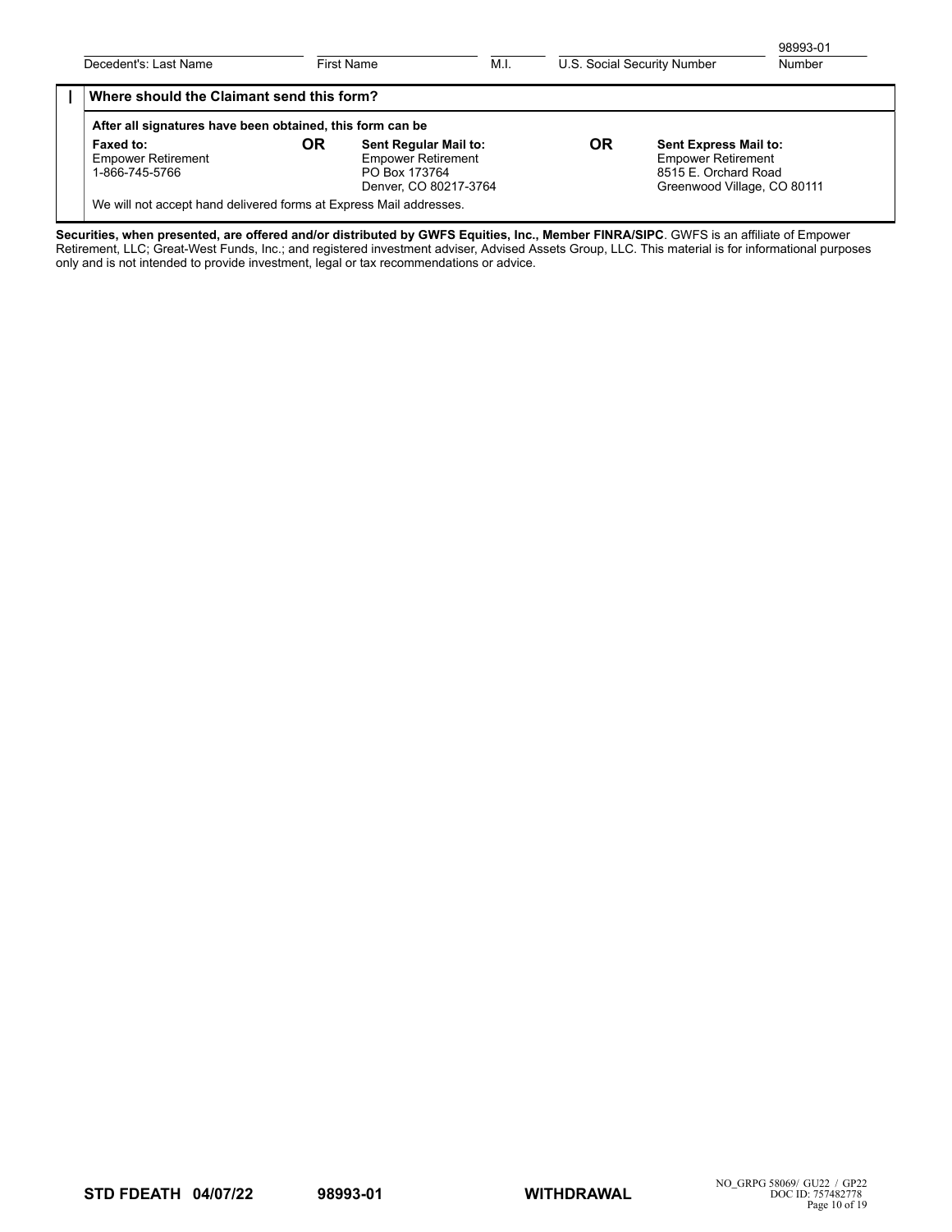| Decedent's: Last Name | First Name | M.I. | U.S. Social Security Number | 98993-01 Number |
|---|---|---|---|---|

## I Where should the Claimant send this form?

**After all signatures have been obtained, this form can be**

| **Faxed to:** | **OR** | **Sent Regular Mail to:** | **OR** | **Sent Express Mail to:** |
|---|---|---|---|---|
| Empower Retirement<br>1-866-745-5766 | | Empower Retirement<br>PO Box 173764<br>Denver, CO 80217-3764 | | Empower Retirement<br>8515 E. Orchard Road<br>Greenwood Village, CO 80111 |

We will not accept hand delivered forms at Express Mail addresses.

**Securities, when presented, are offered and/or distributed by GWFS Equities, Inc., Member FINRA/SIPC**. GWFS is an affiliate of Empower Retirement, LLC; Great-West Funds, Inc.; and registered investment adviser, Advised Assets Group, LLC. This material is for informational purposes only and is not intended to provide investment, legal or tax recommendations or advice.

**STD FDEATH 04/07/22** **98993-01** **WITHDRAWAL**

NO_GRPG 58069/ GU22 / GP22
DOC ID: 757482778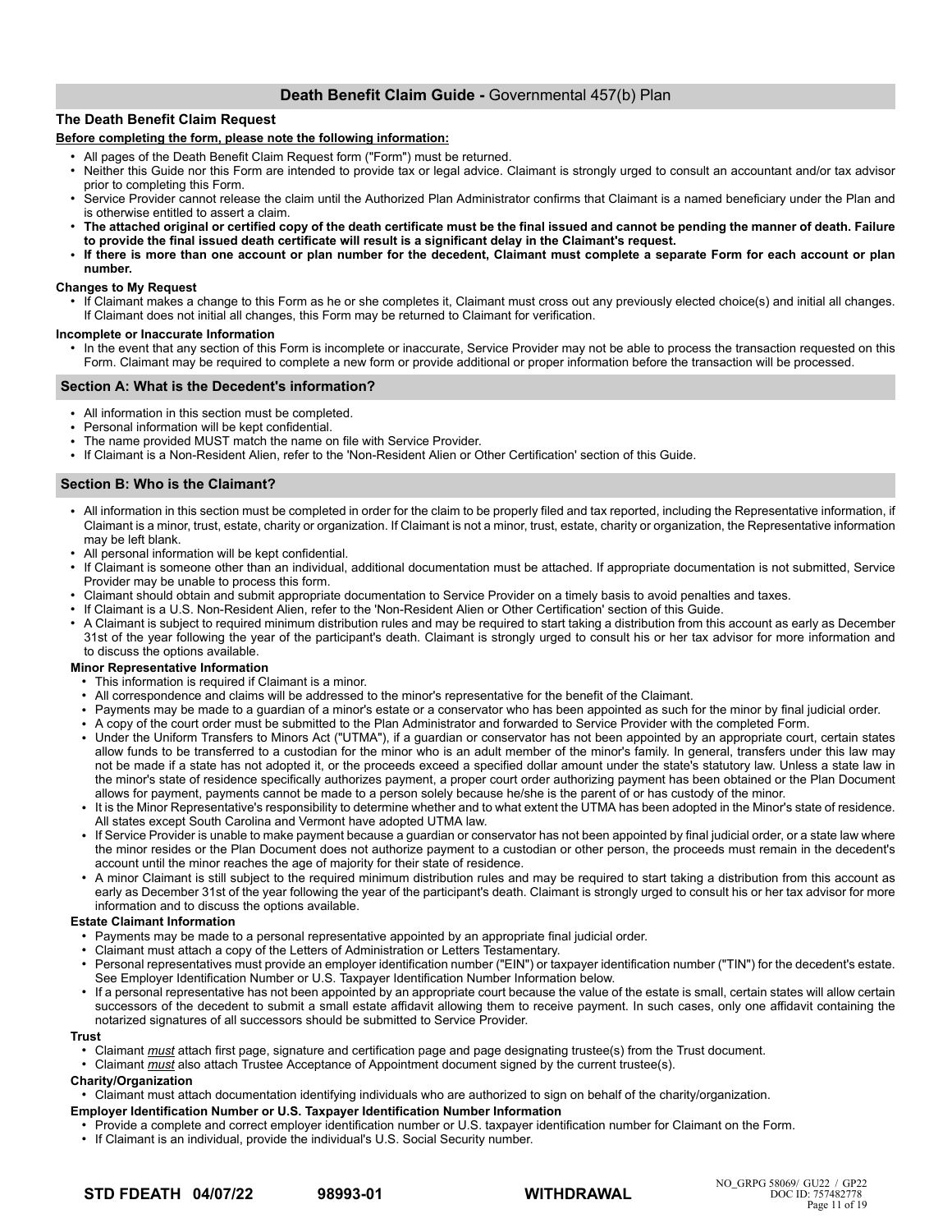## **Death Benefit Claim Guide -** Governmental 457(b) Plan

### The Death Benefit Claim Request

**Before completing the form, please note the following information:**

- All pages of the Death Benefit Claim Request form ("Form") must be returned.
- Neither this Guide nor this Form are intended to provide tax or legal advice. Claimant is strongly urged to consult an accountant and/or tax advisor prior to completing this Form.
- Service Provider cannot release the claim until the Authorized Plan Administrator confirms that Claimant is a named beneficiary under the Plan and is otherwise entitled to assert a claim.
- **The attached original or certified copy of the death certificate must be the final issued and cannot be pending the manner of death. Failure to provide the final issued death certificate will result is a significant delay in the Claimant's request.**
- **If there is more than one account or plan number for the decedent, Claimant must complete a separate Form for each account or plan number.**

**Changes to My Request**

- If Claimant makes a change to this Form as he or she completes it, Claimant must cross out any previously elected choice(s) and initial all changes. If Claimant does not initial all changes, this Form may be returned to Claimant for verification.

**Incomplete or Inaccurate Information**

- In the event that any section of this Form is incomplete or inaccurate, Service Provider may not be able to process the transaction requested on this Form. Claimant may be required to complete a new form or provide additional or proper information before the transaction will be processed.

### Section A: What is the Decedent's information?

- All information in this section must be completed.
- Personal information will be kept confidential.
- The name provided MUST match the name on file with Service Provider.
- If Claimant is a Non-Resident Alien, refer to the 'Non-Resident Alien or Other Certification' section of this Guide.

### Section B: Who is the Claimant?

- All information in this section must be completed in order for the claim to be properly filed and tax reported, including the Representative information, if Claimant is a minor, trust, estate, charity or organization. If Claimant is not a minor, trust, estate, charity or organization, the Representative information may be left blank.
- All personal information will be kept confidential.
- If Claimant is someone other than an individual, additional documentation must be attached. If appropriate documentation is not submitted, Service Provider may be unable to process this form.
- Claimant should obtain and submit appropriate documentation to Service Provider on a timely basis to avoid penalties and taxes.
- If Claimant is a U.S. Non-Resident Alien, refer to the 'Non-Resident Alien or Other Certification' section of this Guide.
- A Claimant is subject to required minimum distribution rules and may be required to start taking a distribution from this account as early as December 31st of the year following the year of the participant's death. Claimant is strongly urged to consult his or her tax advisor for more information and to discuss the options available.

**Minor Representative Information**

- This information is required if Claimant is a minor.
- All correspondence and claims will be addressed to the minor's representative for the benefit of the Claimant.
- Payments may be made to a guardian of a minor's estate or a conservator who has been appointed as such for the minor by final judicial order.
- A copy of the court order must be submitted to the Plan Administrator and forwarded to Service Provider with the completed Form.
- Under the Uniform Transfers to Minors Act ("UTMA"), if a guardian or conservator has not been appointed by an appropriate court, certain states allow funds to be transferred to a custodian for the minor who is an adult member of the minor's family. In general, transfers under this law may not be made if a state has not adopted it, or the proceeds exceed a specified dollar amount under the state's statutory law. Unless a state law in the minor's state of residence specifically authorizes payment, a proper court order authorizing payment has been obtained or the Plan Document allows for payment, payments cannot be made to a person solely because he/she is the parent of or has custody of the minor.
- It is the Minor Representative's responsibility to determine whether and to what extent the UTMA has been adopted in the Minor's state of residence. All states except South Carolina and Vermont have adopted UTMA law.
- If Service Provider is unable to make payment because a guardian or conservator has not been appointed by final judicial order, or a state law where the minor resides or the Plan Document does not authorize payment to a custodian or other person, the proceeds must remain in the decedent's account until the minor reaches the age of majority for their state of residence.
- A minor Claimant is still subject to the required minimum distribution rules and may be required to start taking a distribution from this account as early as December 31st of the year following the year of the participant's death. Claimant is strongly urged to consult his or her tax advisor for more information and to discuss the options available.

**Estate Claimant Information**

- Payments may be made to a personal representative appointed by an appropriate final judicial order.
- Claimant must attach a copy of the Letters of Administration or Letters Testamentary.
- Personal representatives must provide an employer identification number ("EIN") or taxpayer identification number ("TIN") for the decedent's estate. See Employer Identification Number or U.S. Taxpayer Identification Number Information below.
- If a personal representative has not been appointed by an appropriate court because the value of the estate is small, certain states will allow certain successors of the decedent to submit a small estate affidavit allowing them to receive payment. In such cases, only one affidavit containing the notarized signatures of all successors should be submitted to Service Provider.

**Trust**

- Claimant *must* attach first page, signature and certification page and page designating trustee(s) from the Trust document.
- Claimant *must* also attach Trustee Acceptance of Appointment document signed by the current trustee(s).

**Charity/Organization**

- Claimant must attach documentation identifying individuals who are authorized to sign on behalf of the charity/organization.

**Employer Identification Number or U.S. Taxpayer Identification Number Information**

- Provide a complete and correct employer identification number or U.S. taxpayer identification number for Claimant on the Form.
- If Claimant is an individual, provide the individual's U.S. Social Security number.

**STD FDEATH 04/07/22** **98993-01** **WITHDRAWAL** NO_GRPG 58069/ GU22 / GP22 DOC ID: 757482778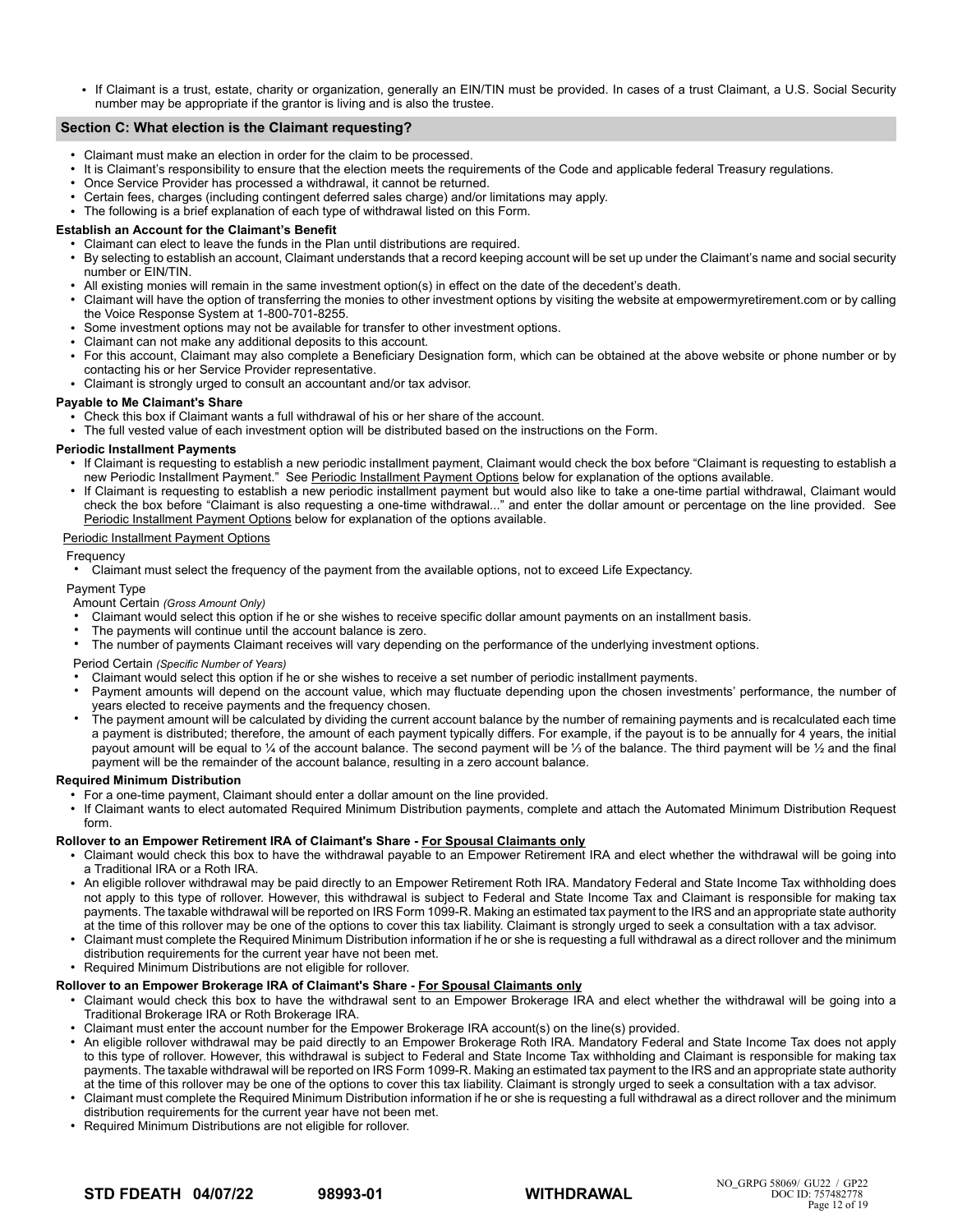- If Claimant is a trust, estate, charity or organization, generally an EIN/TIN must be provided. In cases of a trust Claimant, a U.S. Social Security number may be appropriate if the grantor is living and is also the trustee.

## Section C: What election is the Claimant requesting?

- Claimant must make an election in order for the claim to be processed.
- It is Claimant's responsibility to ensure that the election meets the requirements of the Code and applicable federal Treasury regulations.
- Once Service Provider has processed a withdrawal, it cannot be returned.
- Certain fees, charges (including contingent deferred sales charge) and/or limitations may apply.
- The following is a brief explanation of each type of withdrawal listed on this Form.

**Establish an Account for the Claimant's Benefit**

- Claimant can elect to leave the funds in the Plan until distributions are required.
- By selecting to establish an account, Claimant understands that a record keeping account will be set up under the Claimant's name and social security number or EIN/TIN.
- All existing monies will remain in the same investment option(s) in effect on the date of the decedent's death.
- Claimant will have the option of transferring the monies to other investment options by visiting the website at empowermyretirement.com or by calling the Voice Response System at 1-800-701-8255.
- Some investment options may not be available for transfer to other investment options.
- Claimant can not make any additional deposits to this account.
- For this account, Claimant may also complete a Beneficiary Designation form, which can be obtained at the above website or phone number or by contacting his or her Service Provider representative.
- Claimant is strongly urged to consult an accountant and/or tax advisor.

**Payable to Me Claimant's Share**

- Check this box if Claimant wants a full withdrawal of his or her share of the account.
- The full vested value of each investment option will be distributed based on the instructions on the Form.

**Periodic Installment Payments**

- If Claimant is requesting to establish a new periodic installment payment, Claimant would check the box before "Claimant is requesting to establish a new Periodic Installment Payment." See Periodic Installment Payment Options below for explanation of the options available.
- If Claimant is requesting to establish a new periodic installment payment but would also like to take a one-time partial withdrawal, Claimant would check the box before "Claimant is also requesting a one-time withdrawal..." and enter the dollar amount or percentage on the line provided. See Periodic Installment Payment Options below for explanation of the options available.

Periodic Installment Payment Options

Frequency

- Claimant must select the frequency of the payment from the available options, not to exceed Life Expectancy.

Payment Type

Amount Certain *(Gross Amount Only)*

- Claimant would select this option if he or she wishes to receive specific dollar amount payments on an installment basis.
- The payments will continue until the account balance is zero.
- The number of payments Claimant receives will vary depending on the performance of the underlying investment options.

Period Certain *(Specific Number of Years)*

- Claimant would select this option if he or she wishes to receive a set number of periodic installment payments.
- Payment amounts will depend on the account value, which may fluctuate depending upon the chosen investments' performance, the number of years elected to receive payments and the frequency chosen.
- The payment amount will be calculated by dividing the current account balance by the number of remaining payments and is recalculated each time a payment is distributed; therefore, the amount of each payment typically differs. For example, if the payout is to be annually for 4 years, the initial payout amount will be equal to ¼ of the account balance. The second payment will be ⅓ of the balance. The third payment will be ½ and the final payment will be the remainder of the account balance, resulting in a zero account balance.

**Required Minimum Distribution**

- For a one-time payment, Claimant should enter a dollar amount on the line provided.
- If Claimant wants to elect automated Required Minimum Distribution payments, complete and attach the Automated Minimum Distribution Request form.

**Rollover to an Empower Retirement IRA of Claimant's Share - For Spousal Claimants only**

- Claimant would check this box to have the withdrawal payable to an Empower Retirement IRA and elect whether the withdrawal will be going into a Traditional IRA or a Roth IRA.
- An eligible rollover withdrawal may be paid directly to an Empower Retirement Roth IRA. Mandatory Federal and State Income Tax withholding does not apply to this type of rollover. However, this withdrawal is subject to Federal and State Income Tax and Claimant is responsible for making tax payments. The taxable withdrawal will be reported on IRS Form 1099-R. Making an estimated tax payment to the IRS and an appropriate state authority at the time of this rollover may be one of the options to cover this tax liability. Claimant is strongly urged to seek a consultation with a tax advisor.
- Claimant must complete the Required Minimum Distribution information if he or she is requesting a full withdrawal as a direct rollover and the minimum distribution requirements for the current year have not been met.
- Required Minimum Distributions are not eligible for rollover.

**Rollover to an Empower Brokerage IRA of Claimant's Share - For Spousal Claimants only**

- Claimant would check this box to have the withdrawal sent to an Empower Brokerage IRA and elect whether the withdrawal will be going into a Traditional Brokerage IRA or Roth Brokerage IRA.
- Claimant must enter the account number for the Empower Brokerage IRA account(s) on the line(s) provided.
- An eligible rollover withdrawal may be paid directly to an Empower Brokerage Roth IRA. Mandatory Federal and State Income Tax does not apply to this type of rollover. However, this withdrawal is subject to Federal and State Income Tax withholding and Claimant is responsible for making tax payments. The taxable withdrawal will be reported on IRS Form 1099-R. Making an estimated tax payment to the IRS and an appropriate state authority at the time of this rollover may be one of the options to cover this tax liability. Claimant is strongly urged to seek a consultation with a tax advisor.
- Claimant must complete the Required Minimum Distribution information if he or she is requesting a full withdrawal as a direct rollover and the minimum distribution requirements for the current year have not been met.
- Required Minimum Distributions are not eligible for rollover.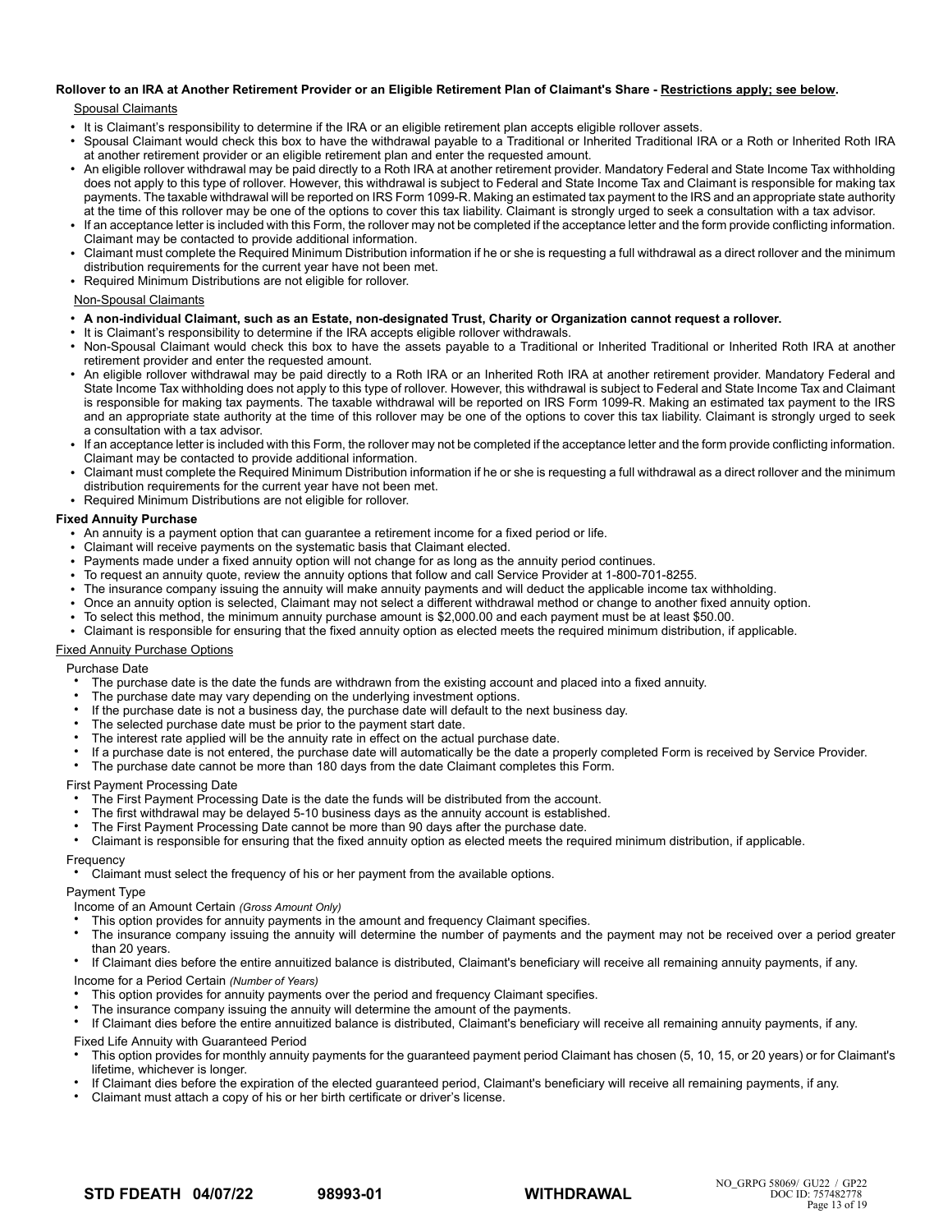**Rollover to an IRA at Another Retirement Provider or an Eligible Retirement Plan of Claimant's Share - Restrictions apply; see below.**

Spousal Claimants

- It is Claimant's responsibility to determine if the IRA or an eligible retirement plan accepts eligible rollover assets.
- Spousal Claimant would check this box to have the withdrawal payable to a Traditional or Inherited Traditional IRA or a Roth or Inherited Roth IRA at another retirement provider or an eligible retirement plan and enter the requested amount.
- An eligible rollover withdrawal may be paid directly to a Roth IRA at another retirement provider. Mandatory Federal and State Income Tax withholding does not apply to this type of rollover. However, this withdrawal is subject to Federal and State Income Tax and Claimant is responsible for making tax payments. The taxable withdrawal will be reported on IRS Form 1099-R. Making an estimated tax payment to the IRS and an appropriate state authority at the time of this rollover may be one of the options to cover this tax liability. Claimant is strongly urged to seek a consultation with a tax advisor.
- If an acceptance letter is included with this Form, the rollover may not be completed if the acceptance letter and the form provide conflicting information. Claimant may be contacted to provide additional information.
- Claimant must complete the Required Minimum Distribution information if he or she is requesting a full withdrawal as a direct rollover and the minimum distribution requirements for the current year have not been met.
- Required Minimum Distributions are not eligible for rollover.

Non-Spousal Claimants

- **A non-individual Claimant, such as an Estate, non-designated Trust, Charity or Organization cannot request a rollover.**
- It is Claimant's responsibility to determine if the IRA accepts eligible rollover withdrawals.
- Non-Spousal Claimant would check this box to have the assets payable to a Traditional or Inherited Traditional or Inherited Roth IRA at another retirement provider and enter the requested amount.
- An eligible rollover withdrawal may be paid directly to a Roth IRA or an Inherited Roth IRA at another retirement provider. Mandatory Federal and State Income Tax withholding does not apply to this type of rollover. However, this withdrawal is subject to Federal and State Income Tax and Claimant is responsible for making tax payments. The taxable withdrawal will be reported on IRS Form 1099-R. Making an estimated tax payment to the IRS and an appropriate state authority at the time of this rollover may be one of the options to cover this tax liability. Claimant is strongly urged to seek a consultation with a tax advisor.
- If an acceptance letter is included with this Form, the rollover may not be completed if the acceptance letter and the form provide conflicting information. Claimant may be contacted to provide additional information.
- Claimant must complete the Required Minimum Distribution information if he or she is requesting a full withdrawal as a direct rollover and the minimum distribution requirements for the current year have not been met.
- Required Minimum Distributions are not eligible for rollover.

**Fixed Annuity Purchase**

- An annuity is a payment option that can guarantee a retirement income for a fixed period or life.
- Claimant will receive payments on the systematic basis that Claimant elected.
- Payments made under a fixed annuity option will not change for as long as the annuity period continues.
- To request an annuity quote, review the annuity options that follow and call Service Provider at 1-800-701-8255.
- The insurance company issuing the annuity will make annuity payments and will deduct the applicable income tax withholding.
- Once an annuity option is selected, Claimant may not select a different withdrawal method or change to another fixed annuity option.
- To select this method, the minimum annuity purchase amount is $2,000.00 and each payment must be at least $50.00.
- Claimant is responsible for ensuring that the fixed annuity option as elected meets the required minimum distribution, if applicable.

Fixed Annuity Purchase Options

Purchase Date

- The purchase date is the date the funds are withdrawn from the existing account and placed into a fixed annuity.
- The purchase date may vary depending on the underlying investment options.
- If the purchase date is not a business day, the purchase date will default to the next business day.
- The selected purchase date must be prior to the payment start date.
- The interest rate applied will be the annuity rate in effect on the actual purchase date.
- If a purchase date is not entered, the purchase date will automatically be the date a properly completed Form is received by Service Provider.
- The purchase date cannot be more than 180 days from the date Claimant completes this Form.

First Payment Processing Date

- The First Payment Processing Date is the date the funds will be distributed from the account.
- The first withdrawal may be delayed 5-10 business days as the annuity account is established.
- The First Payment Processing Date cannot be more than 90 days after the purchase date.
- Claimant is responsible for ensuring that the fixed annuity option as elected meets the required minimum distribution, if applicable.

Frequency

- Claimant must select the frequency of his or her payment from the available options.

Payment Type

Income of an Amount Certain *(Gross Amount Only)*

- This option provides for annuity payments in the amount and frequency Claimant specifies.
- The insurance company issuing the annuity will determine the number of payments and the payment may not be received over a period greater than 20 years.
- If Claimant dies before the entire annuitized balance is distributed, Claimant's beneficiary will receive all remaining annuity payments, if any.

Income for a Period Certain *(Number of Years)*

- This option provides for annuity payments over the period and frequency Claimant specifies.
- The insurance company issuing the annuity will determine the amount of the payments.
- If Claimant dies before the entire annuitized balance is distributed, Claimant's beneficiary will receive all remaining annuity payments, if any.

Fixed Life Annuity with Guaranteed Period

- This option provides for monthly annuity payments for the guaranteed payment period Claimant has chosen (5, 10, 15, or 20 years) or for Claimant's lifetime, whichever is longer.
- If Claimant dies before the expiration of the elected guaranteed period, Claimant's beneficiary will receive all remaining payments, if any.
- Claimant must attach a copy of his or her birth certificate or driver's license.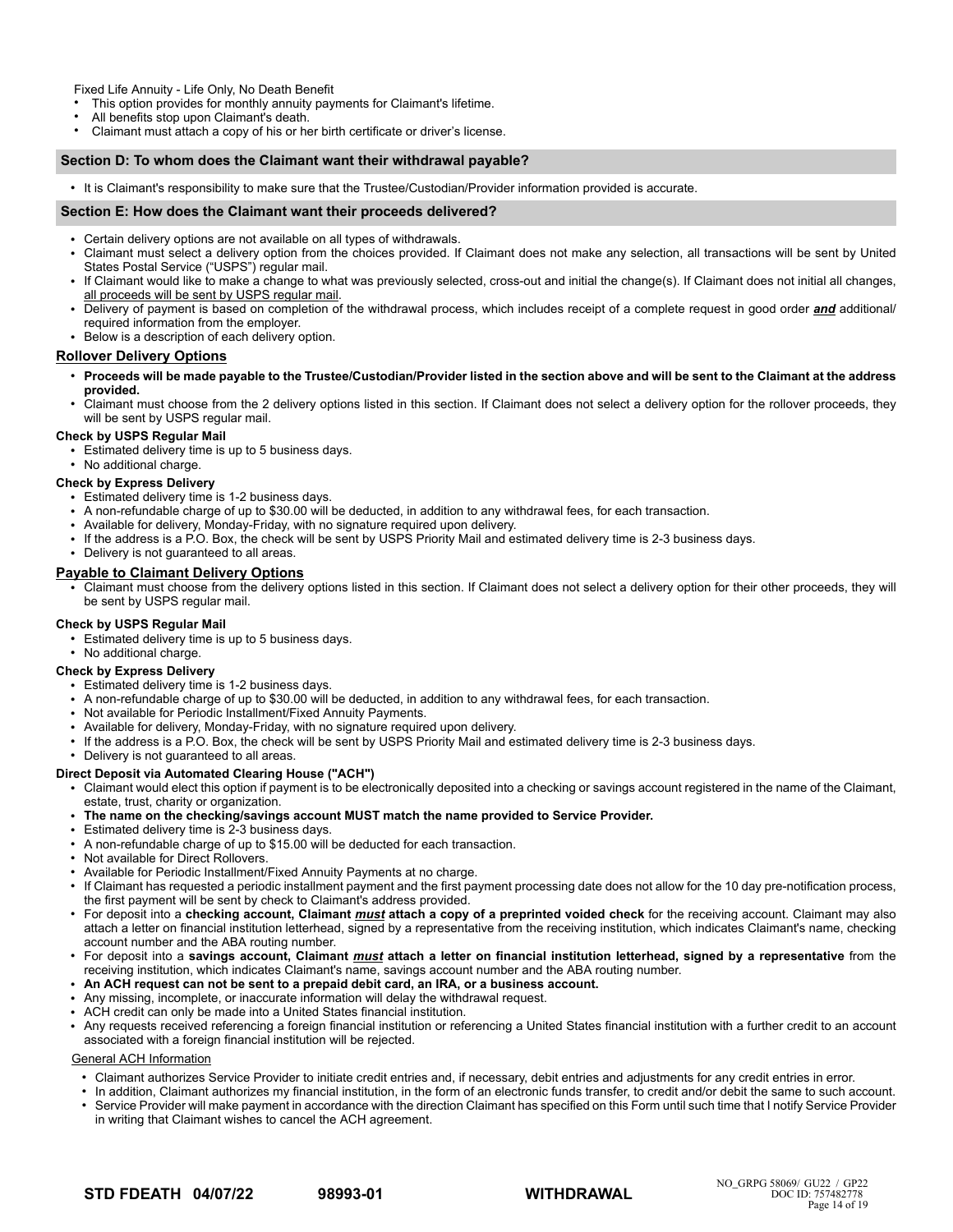Fixed Life Annuity - Life Only, No Death Benefit

- This option provides for monthly annuity payments for Claimant's lifetime.
- All benefits stop upon Claimant's death.
- Claimant must attach a copy of his or her birth certificate or driver's license.

## Section D: To whom does the Claimant want their withdrawal payable?

- It is Claimant's responsibility to make sure that the Trustee/Custodian/Provider information provided is accurate.

## Section E: How does the Claimant want their proceeds delivered?

- Certain delivery options are not available on all types of withdrawals.
- Claimant must select a delivery option from the choices provided. If Claimant does not make any selection, all transactions will be sent by United States Postal Service ("USPS") regular mail.
- If Claimant would like to make a change to what was previously selected, cross-out and initial the change(s). If Claimant does not initial all changes, all proceeds will be sent by USPS regular mail.
- Delivery of payment is based on completion of the withdrawal process, which includes receipt of a complete request in good order ***and*** additional/ required information from the employer.
- Below is a description of each delivery option.

### Rollover Delivery Options

- **Proceeds will be made payable to the Trustee/Custodian/Provider listed in the section above and will be sent to the Claimant at the address provided.**
- Claimant must choose from the 2 delivery options listed in this section. If Claimant does not select a delivery option for the rollover proceeds, they will be sent by USPS regular mail.

**Check by USPS Regular Mail**

- Estimated delivery time is up to 5 business days.
- No additional charge.

**Check by Express Delivery**

- Estimated delivery time is 1-2 business days.
- A non-refundable charge of up to $30.00 will be deducted, in addition to any withdrawal fees, for each transaction.
- Available for delivery, Monday-Friday, with no signature required upon delivery.
- If the address is a P.O. Box, the check will be sent by USPS Priority Mail and estimated delivery time is 2-3 business days.
- Delivery is not guaranteed to all areas.

### Payable to Claimant Delivery Options

- Claimant must choose from the delivery options listed in this section. If Claimant does not select a delivery option for their other proceeds, they will be sent by USPS regular mail.

**Check by USPS Regular Mail**

- Estimated delivery time is up to 5 business days.
- No additional charge.

**Check by Express Delivery**

- Estimated delivery time is 1-2 business days.
- A non-refundable charge of up to $30.00 will be deducted, in addition to any withdrawal fees, for each transaction.
- Not available for Periodic Installment/Fixed Annuity Payments.
- Available for delivery, Monday-Friday, with no signature required upon delivery.
- If the address is a P.O. Box, the check will be sent by USPS Priority Mail and estimated delivery time is 2-3 business days.
- Delivery is not guaranteed to all areas.

**Direct Deposit via Automated Clearing House ("ACH")**

- Claimant would elect this option if payment is to be electronically deposited into a checking or savings account registered in the name of the Claimant, estate, trust, charity or organization.
- **The name on the checking/savings account MUST match the name provided to Service Provider.**
- Estimated delivery time is 2-3 business days.
- A non-refundable charge of up to $15.00 will be deducted for each transaction.
- Not available for Direct Rollovers.
- Available for Periodic Installment/Fixed Annuity Payments at no charge.
- If Claimant has requested a periodic installment payment and the first payment processing date does not allow for the 10 day pre-notification process, the first payment will be sent by check to Claimant's address provided.
- For deposit into a **checking account, Claimant *must* attach a copy of a preprinted voided check** for the receiving account. Claimant may also attach a letter on financial institution letterhead, signed by a representative from the receiving institution, which indicates Claimant's name, checking account number and the ABA routing number.
- For deposit into a **savings account, Claimant *must* attach a letter on financial institution letterhead, signed by a representative** from the receiving institution, which indicates Claimant's name, savings account number and the ABA routing number.
- **An ACH request can not be sent to a prepaid debit card, an IRA, or a business account.**
- Any missing, incomplete, or inaccurate information will delay the withdrawal request.
- ACH credit can only be made into a United States financial institution.
- Any requests received referencing a foreign financial institution or referencing a United States financial institution with a further credit to an account associated with a foreign financial institution will be rejected.

General ACH Information

- Claimant authorizes Service Provider to initiate credit entries and, if necessary, debit entries and adjustments for any credit entries in error.
- In addition, Claimant authorizes my financial institution, in the form of an electronic funds transfer, to credit and/or debit the same to such account.
- Service Provider will make payment in accordance with the direction Claimant has specified on this Form until such time that I notify Service Provider in writing that Claimant wishes to cancel the ACH agreement.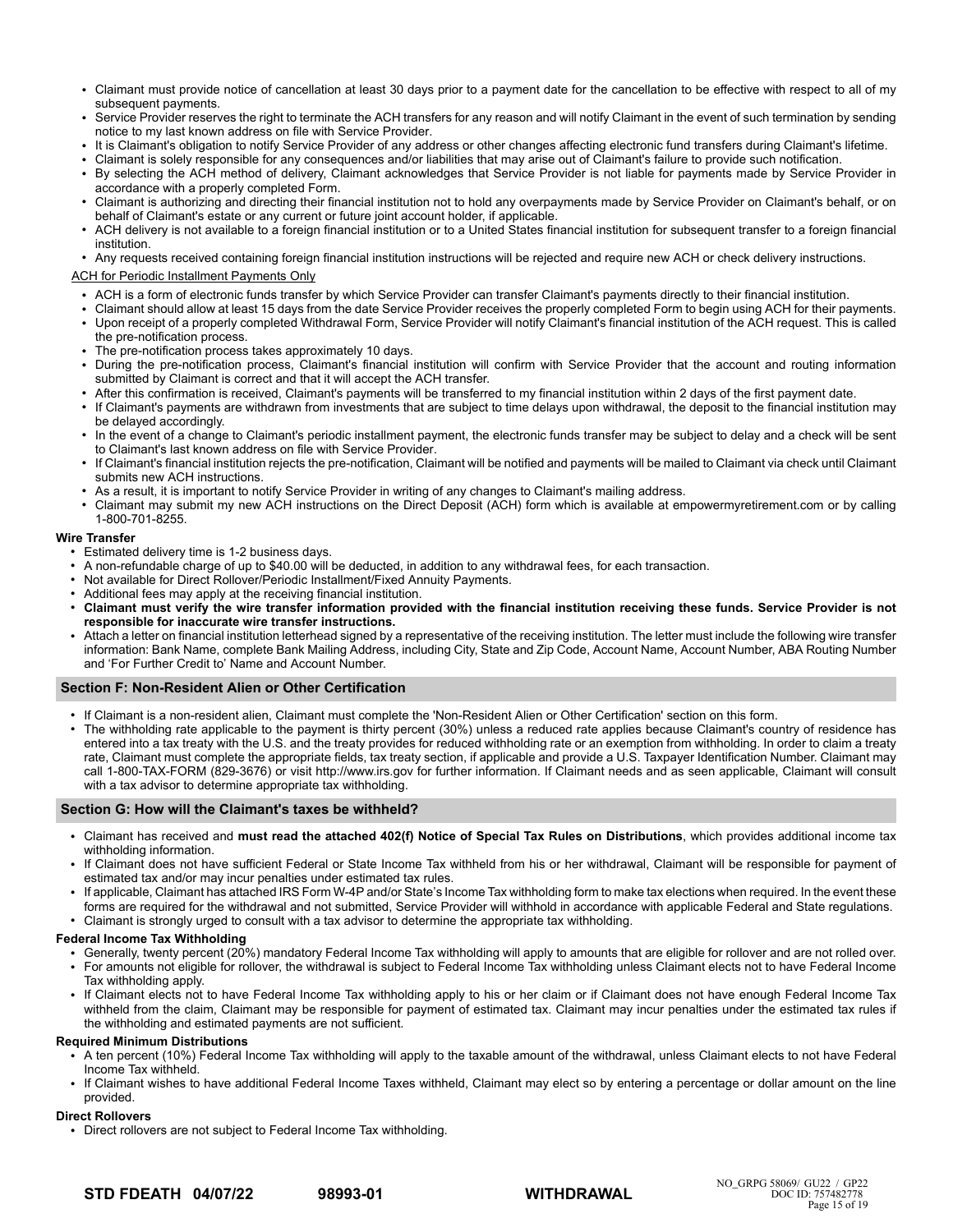- Claimant must provide notice of cancellation at least 30 days prior to a payment date for the cancellation to be effective with respect to all of my subsequent payments.
- Service Provider reserves the right to terminate the ACH transfers for any reason and will notify Claimant in the event of such termination by sending notice to my last known address on file with Service Provider.
- It is Claimant's obligation to notify Service Provider of any address or other changes affecting electronic fund transfers during Claimant's lifetime.
- Claimant is solely responsible for any consequences and/or liabilities that may arise out of Claimant's failure to provide such notification.
- By selecting the ACH method of delivery, Claimant acknowledges that Service Provider is not liable for payments made by Service Provider in accordance with a properly completed Form.
- Claimant is authorizing and directing their financial institution not to hold any overpayments made by Service Provider on Claimant's behalf, or on behalf of Claimant's estate or any current or future joint account holder, if applicable.
- ACH delivery is not available to a foreign financial institution or to a United States financial institution for subsequent transfer to a foreign financial institution.
- Any requests received containing foreign financial institution instructions will be rejected and require new ACH or check delivery instructions.

ACH for Periodic Installment Payments Only

- ACH is a form of electronic funds transfer by which Service Provider can transfer Claimant's payments directly to their financial institution.
- Claimant should allow at least 15 days from the date Service Provider receives the properly completed Form to begin using ACH for their payments.
- Upon receipt of a properly completed Withdrawal Form, Service Provider will notify Claimant's financial institution of the ACH request. This is called the pre-notification process.
- The pre-notification process takes approximately 10 days.
- During the pre-notification process, Claimant's financial institution will confirm with Service Provider that the account and routing information submitted by Claimant is correct and that it will accept the ACH transfer.
- After this confirmation is received, Claimant's payments will be transferred to my financial institution within 2 days of the first payment date.
- If Claimant's payments are withdrawn from investments that are subject to time delays upon withdrawal, the deposit to the financial institution may be delayed accordingly.
- In the event of a change to Claimant's periodic installment payment, the electronic funds transfer may be subject to delay and a check will be sent to Claimant's last known address on file with Service Provider.
- If Claimant's financial institution rejects the pre-notification, Claimant will be notified and payments will be mailed to Claimant via check until Claimant submits new ACH instructions.
- As a result, it is important to notify Service Provider in writing of any changes to Claimant's mailing address.
- Claimant may submit my new ACH instructions on the Direct Deposit (ACH) form which is available at empowermyretirement.com or by calling 1-800-701-8255.

**Wire Transfer**

- Estimated delivery time is 1-2 business days.
- A non-refundable charge of up to $40.00 will be deducted, in addition to any withdrawal fees, for each transaction.
- Not available for Direct Rollover/Periodic Installment/Fixed Annuity Payments.
- Additional fees may apply at the receiving financial institution.
- **Claimant must verify the wire transfer information provided with the financial institution receiving these funds. Service Provider is not responsible for inaccurate wire transfer instructions.**
- Attach a letter on financial institution letterhead signed by a representative of the receiving institution. The letter must include the following wire transfer information: Bank Name, complete Bank Mailing Address, including City, State and Zip Code, Account Name, Account Number, ABA Routing Number and 'For Further Credit to' Name and Account Number.

## Section F: Non-Resident Alien or Other Certification

- If Claimant is a non-resident alien, Claimant must complete the 'Non-Resident Alien or Other Certification' section on this form.
- The withholding rate applicable to the payment is thirty percent (30%) unless a reduced rate applies because Claimant's country of residence has entered into a tax treaty with the U.S. and the treaty provides for reduced withholding rate or an exemption from withholding. In order to claim a treaty rate, Claimant must complete the appropriate fields, tax treaty section, if applicable and provide a U.S. Taxpayer Identification Number. Claimant may call 1-800-TAX-FORM (829-3676) or visit http://www.irs.gov for further information. If Claimant needs and as seen applicable, Claimant will consult with a tax advisor to determine appropriate tax withholding.

## Section G: How will the Claimant's taxes be withheld?

- Claimant has received and **must read the attached 402(f) Notice of Special Tax Rules on Distributions**, which provides additional income tax withholding information.
- If Claimant does not have sufficient Federal or State Income Tax withheld from his or her withdrawal, Claimant will be responsible for payment of estimated tax and/or may incur penalties under estimated tax rules.
- If applicable, Claimant has attached IRS Form W-4P and/or State's Income Tax withholding form to make tax elections when required. In the event these forms are required for the withdrawal and not submitted, Service Provider will withhold in accordance with applicable Federal and State regulations.
- Claimant is strongly urged to consult with a tax advisor to determine the appropriate tax withholding.

**Federal Income Tax Withholding**

- Generally, twenty percent (20%) mandatory Federal Income Tax withholding will apply to amounts that are eligible for rollover and are not rolled over.
- For amounts not eligible for rollover, the withdrawal is subject to Federal Income Tax withholding unless Claimant elects not to have Federal Income Tax withholding apply.
- If Claimant elects not to have Federal Income Tax withholding apply to his or her claim or if Claimant does not have enough Federal Income Tax withheld from the claim, Claimant may be responsible for payment of estimated tax. Claimant may incur penalties under the estimated tax rules if the withholding and estimated payments are not sufficient.

**Required Minimum Distributions**

- A ten percent (10%) Federal Income Tax withholding will apply to the taxable amount of the withdrawal, unless Claimant elects to not have Federal Income Tax withheld.
- If Claimant wishes to have additional Federal Income Taxes withheld, Claimant may elect so by entering a percentage or dollar amount on the line provided.

**Direct Rollovers**

- Direct rollovers are not subject to Federal Income Tax withholding.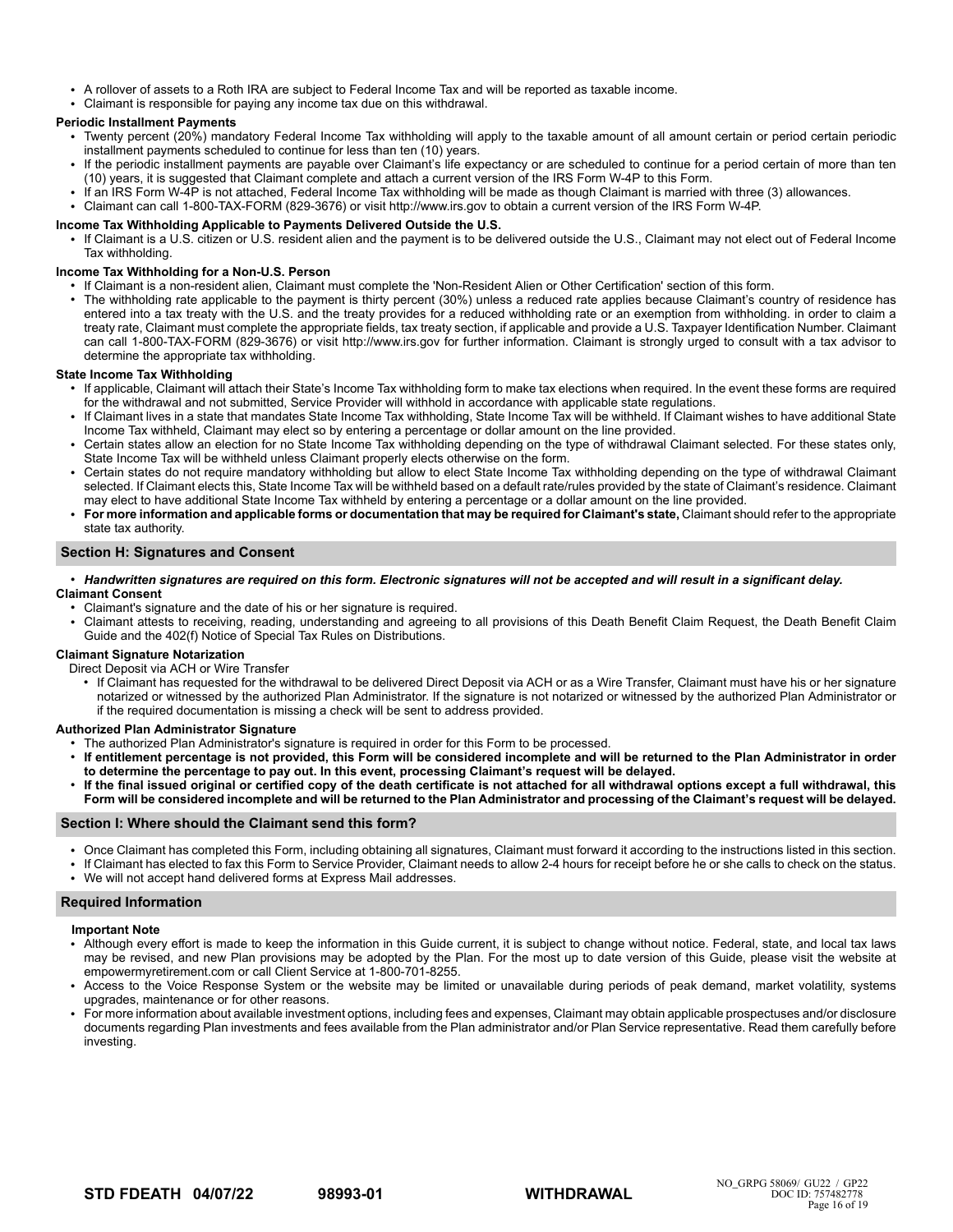- A rollover of assets to a Roth IRA are subject to Federal Income Tax and will be reported as taxable income.
- Claimant is responsible for paying any income tax due on this withdrawal.

**Periodic Installment Payments**

- Twenty percent (20%) mandatory Federal Income Tax withholding will apply to the taxable amount of all amount certain or period certain periodic installment payments scheduled to continue for less than ten (10) years.
- If the periodic installment payments are payable over Claimant's life expectancy or are scheduled to continue for a period certain of more than ten (10) years, it is suggested that Claimant complete and attach a current version of the IRS Form W-4P to this Form.
- If an IRS Form W-4P is not attached, Federal Income Tax withholding will be made as though Claimant is married with three (3) allowances.
- Claimant can call 1-800-TAX-FORM (829-3676) or visit http://www.irs.gov to obtain a current version of the IRS Form W-4P.

**Income Tax Withholding Applicable to Payments Delivered Outside the U.S.**

- If Claimant is a U.S. citizen or U.S. resident alien and the payment is to be delivered outside the U.S., Claimant may not elect out of Federal Income Tax withholding.

**Income Tax Withholding for a Non-U.S. Person**

- If Claimant is a non-resident alien, Claimant must complete the 'Non-Resident Alien or Other Certification' section of this form.
- The withholding rate applicable to the payment is thirty percent (30%) unless a reduced rate applies because Claimant's country of residence has entered into a tax treaty with the U.S. and the treaty provides for a reduced withholding rate or an exemption from withholding. in order to claim a treaty rate, Claimant must complete the appropriate fields, tax treaty section, if applicable and provide a U.S. Taxpayer Identification Number. Claimant can call 1-800-TAX-FORM (829-3676) or visit http://www.irs.gov for further information. Claimant is strongly urged to consult with a tax advisor to determine the appropriate tax withholding.

**State Income Tax Withholding**

- If applicable, Claimant will attach their State's Income Tax withholding form to make tax elections when required. In the event these forms are required for the withdrawal and not submitted, Service Provider will withhold in accordance with applicable state regulations.
- If Claimant lives in a state that mandates State Income Tax withholding, State Income Tax will be withheld. If Claimant wishes to have additional State Income Tax withheld, Claimant may elect so by entering a percentage or dollar amount on the line provided.
- Certain states allow an election for no State Income Tax withholding depending on the type of withdrawal Claimant selected. For these states only, State Income Tax will be withheld unless Claimant properly elects otherwise on the form.
- Certain states do not require mandatory withholding but allow to elect State Income Tax withholding depending on the type of withdrawal Claimant selected. If Claimant elects this, State Income Tax will be withheld based on a default rate/rules provided by the state of Claimant's residence. Claimant may elect to have additional State Income Tax withheld by entering a percentage or a dollar amount on the line provided.
- **For more information and applicable forms or documentation that may be required for Claimant's state,** Claimant should refer to the appropriate state tax authority.

## Section H: Signatures and Consent

- ***Handwritten signatures are required on this form. Electronic signatures will not be accepted and will result in a significant delay.***

**Claimant Consent**

- Claimant's signature and the date of his or her signature is required.
- Claimant attests to receiving, reading, understanding and agreeing to all provisions of this Death Benefit Claim Request, the Death Benefit Claim Guide and the 402(f) Notice of Special Tax Rules on Distributions.

**Claimant Signature Notarization**

Direct Deposit via ACH or Wire Transfer

- If Claimant has requested for the withdrawal to be delivered Direct Deposit via ACH or as a Wire Transfer, Claimant must have his or her signature notarized or witnessed by the authorized Plan Administrator. If the signature is not notarized or witnessed by the authorized Plan Administrator or if the required documentation is missing a check will be sent to address provided.

**Authorized Plan Administrator Signature**

- The authorized Plan Administrator's signature is required in order for this Form to be processed.
- **If entitlement percentage is not provided, this Form will be considered incomplete and will be returned to the Plan Administrator in order to determine the percentage to pay out. In this event, processing Claimant's request will be delayed.**
- **If the final issued original or certified copy of the death certificate is not attached for all withdrawal options except a full withdrawal, this Form will be considered incomplete and will be returned to the Plan Administrator and processing of the Claimant's request will be delayed.**

## Section I: Where should the Claimant send this form?

- Once Claimant has completed this Form, including obtaining all signatures, Claimant must forward it according to the instructions listed in this section.
- If Claimant has elected to fax this Form to Service Provider, Claimant needs to allow 2-4 hours for receipt before he or she calls to check on the status.
- We will not accept hand delivered forms at Express Mail addresses.

## Required Information

**Important Note**

- Although every effort is made to keep the information in this Guide current, it is subject to change without notice. Federal, state, and local tax laws may be revised, and new Plan provisions may be adopted by the Plan. For the most up to date version of this Guide, please visit the website at empowermyretirement.com or call Client Service at 1-800-701-8255.
- Access to the Voice Response System or the website may be limited or unavailable during periods of peak demand, market volatility, systems upgrades, maintenance or for other reasons.
- For more information about available investment options, including fees and expenses, Claimant may obtain applicable prospectuses and/or disclosure documents regarding Plan investments and fees available from the Plan administrator and/or Plan Service representative. Read them carefully before investing.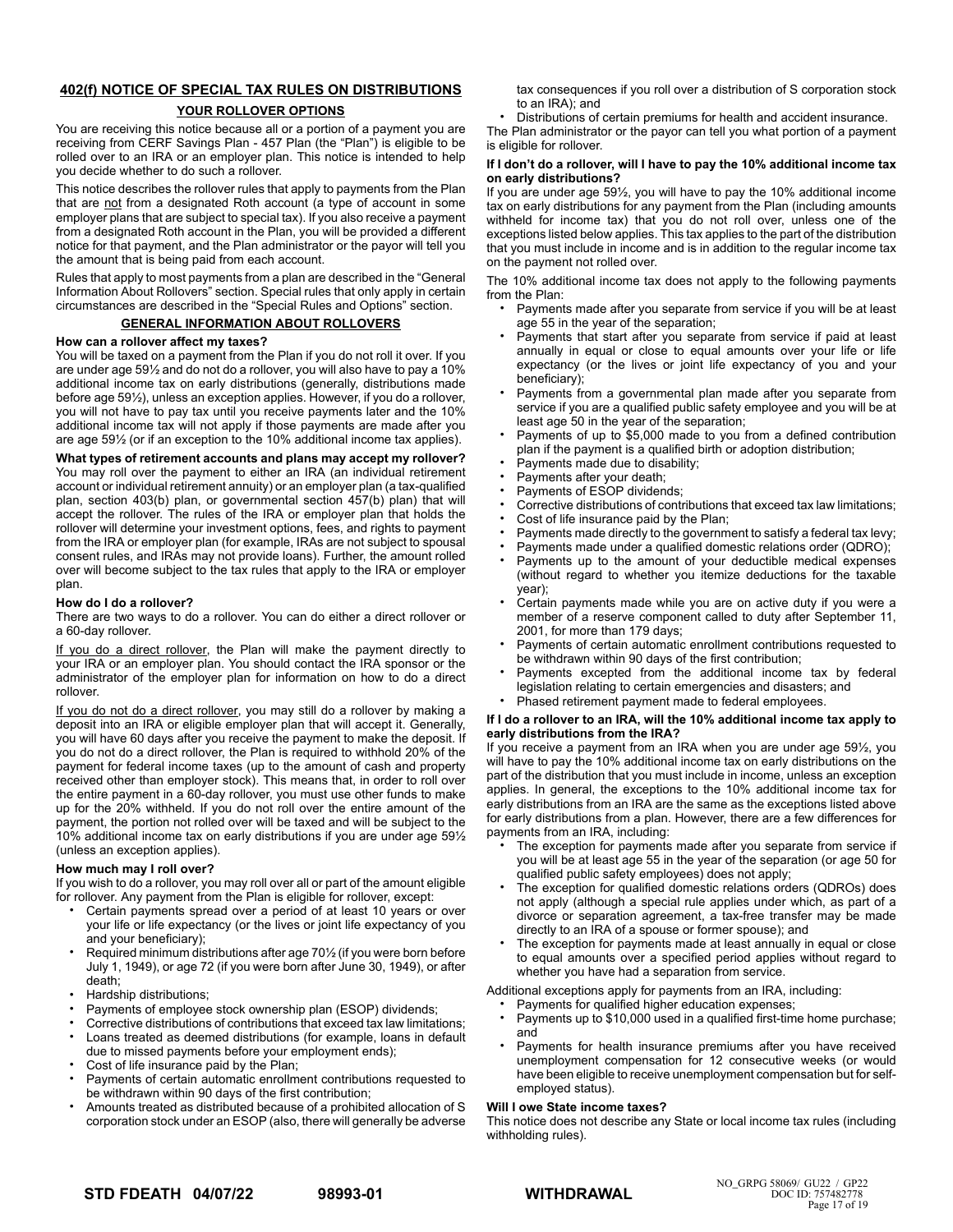## 402(f) NOTICE OF SPECIAL TAX RULES ON DISTRIBUTIONS

### YOUR ROLLOVER OPTIONS

You are receiving this notice because all or a portion of a payment you are receiving from CERF Savings Plan - 457 Plan (the "Plan") is eligible to be rolled over to an IRA or an employer plan. This notice is intended to help you decide whether to do such a rollover.

This notice describes the rollover rules that apply to payments from the Plan that are not from a designated Roth account (a type of account in some employer plans that are subject to special tax). If you also receive a payment from a designated Roth account in the Plan, you will be provided a different notice for that payment, and the Plan administrator or the payor will tell you the amount that is being paid from each account.

Rules that apply to most payments from a plan are described in the "General Information About Rollovers" section. Special rules that only apply in certain circumstances are described in the "Special Rules and Options" section.

### GENERAL INFORMATION ABOUT ROLLOVERS

**How can a rollover affect my taxes?**

You will be taxed on a payment from the Plan if you do not roll it over. If you are under age 59½ and do not do a rollover, you will also have to pay a 10% additional income tax on early distributions (generally, distributions made before age 59½), unless an exception applies. However, if you do a rollover, you will not have to pay tax until you receive payments later and the 10% additional income tax will not apply if those payments are made after you are age 59½ (or if an exception to the 10% additional income tax applies).

**What types of retirement accounts and plans may accept my rollover?**

You may roll over the payment to either an IRA (an individual retirement account or individual retirement annuity) or an employer plan (a tax-qualified plan, section 403(b) plan, or governmental section 457(b) plan) that will accept the rollover. The rules of the IRA or employer plan that holds the rollover will determine your investment options, fees, and rights to payment from the IRA or employer plan (for example, IRAs are not subject to spousal consent rules, and IRAs may not provide loans). Further, the amount rolled over will become subject to the tax rules that apply to the IRA or employer plan.

**How do I do a rollover?**

There are two ways to do a rollover. You can do either a direct rollover or a 60-day rollover.

If you do a direct rollover, the Plan will make the payment directly to your IRA or an employer plan. You should contact the IRA sponsor or the administrator of the employer plan for information on how to do a direct rollover.

If you do not do a direct rollover, you may still do a rollover by making a deposit into an IRA or eligible employer plan that will accept it. Generally, you will have 60 days after you receive the payment to make the deposit. If you do not do a direct rollover, the Plan is required to withhold 20% of the payment for federal income taxes (up to the amount of cash and property received other than employer stock). This means that, in order to roll over the entire payment in a 60-day rollover, you must use other funds to make up for the 20% withheld. If you do not roll over the entire amount of the payment, the portion not rolled over will be taxed and will be subject to the 10% additional income tax on early distributions if you are under age 59½ (unless an exception applies).

**How much may I roll over?**

If you wish to do a rollover, you may roll over all or part of the amount eligible for rollover. Any payment from the Plan is eligible for rollover, except:

- Certain payments spread over a period of at least 10 years or over your life or life expectancy (or the lives or joint life expectancy of you and your beneficiary);
- Required minimum distributions after age 70½ (if you were born before July 1, 1949), or age 72 (if you were born after June 30, 1949), or after death;
- Hardship distributions;
- Payments of employee stock ownership plan (ESOP) dividends;
- Corrective distributions of contributions that exceed tax law limitations;
- Loans treated as deemed distributions (for example, loans in default due to missed payments before your employment ends);
- Cost of life insurance paid by the Plan;
- Payments of certain automatic enrollment contributions requested to be withdrawn within 90 days of the first contribution;
- Amounts treated as distributed because of a prohibited allocation of S corporation stock under an ESOP (also, there will generally be adverse tax consequences if you roll over a distribution of S corporation stock to an IRA); and
- Distributions of certain premiums for health and accident insurance.

The Plan administrator or the payor can tell you what portion of a payment is eligible for rollover.

**If I don't do a rollover, will I have to pay the 10% additional income tax on early distributions?**

If you are under age 59½, you will have to pay the 10% additional income tax on early distributions for any payment from the Plan (including amounts withheld for income tax) that you do not roll over, unless one of the exceptions listed below applies. This tax applies to the part of the distribution that you must include in income and is in addition to the regular income tax on the payment not rolled over.

The 10% additional income tax does not apply to the following payments from the Plan:

- Payments made after you separate from service if you will be at least age 55 in the year of the separation;
- Payments that start after you separate from service if paid at least annually in equal or close to equal amounts over your life or life expectancy (or the lives or joint life expectancy of you and your beneficiary);
- Payments from a governmental plan made after you separate from service if you are a qualified public safety employee and you will be at least age 50 in the year of the separation;
- Payments of up to $5,000 made to you from a defined contribution plan if the payment is a qualified birth or adoption distribution;
- Payments made due to disability;
- Payments after your death;
- Payments of ESOP dividends;
- Corrective distributions of contributions that exceed tax law limitations;
- Cost of life insurance paid by the Plan;
- Payments made directly to the government to satisfy a federal tax levy;
- Payments made under a qualified domestic relations order (QDRO);
- Payments up to the amount of your deductible medical expenses (without regard to whether you itemize deductions for the taxable year);
- Certain payments made while you are on active duty if you were a member of a reserve component called to duty after September 11, 2001, for more than 179 days;
- Payments of certain automatic enrollment contributions requested to be withdrawn within 90 days of the first contribution;
- Payments excepted from the additional income tax by federal legislation relating to certain emergencies and disasters; and
- Phased retirement payment made to federal employees.

**If I do a rollover to an IRA, will the 10% additional income tax apply to early distributions from the IRA?**

If you receive a payment from an IRA when you are under age 59½, you will have to pay the 10% additional income tax on early distributions on the part of the distribution that you must include in income, unless an exception applies. In general, the exceptions to the 10% additional income tax for early distributions from an IRA are the same as the exceptions listed above for early distributions from a plan. However, there are a few differences for payments from an IRA, including:

- The exception for payments made after you separate from service if you will be at least age 55 in the year of the separation (or age 50 for qualified public safety employees) does not apply;
- The exception for qualified domestic relations orders (QDROs) does not apply (although a special rule applies under which, as part of a divorce or separation agreement, a tax-free transfer may be made directly to an IRA of a spouse or former spouse); and
- The exception for payments made at least annually in equal or close to equal amounts over a specified period applies without regard to whether you have had a separation from service.

Additional exceptions apply for payments from an IRA, including:

- Payments for qualified higher education expenses;
- Payments up to $10,000 used in a qualified first-time home purchase; and
- Payments for health insurance premiums after you have received unemployment compensation for 12 consecutive weeks (or would have been eligible to receive unemployment compensation but for self-employed status).

**Will I owe State income taxes?**

This notice does not describe any State or local income tax rules (including withholding rules).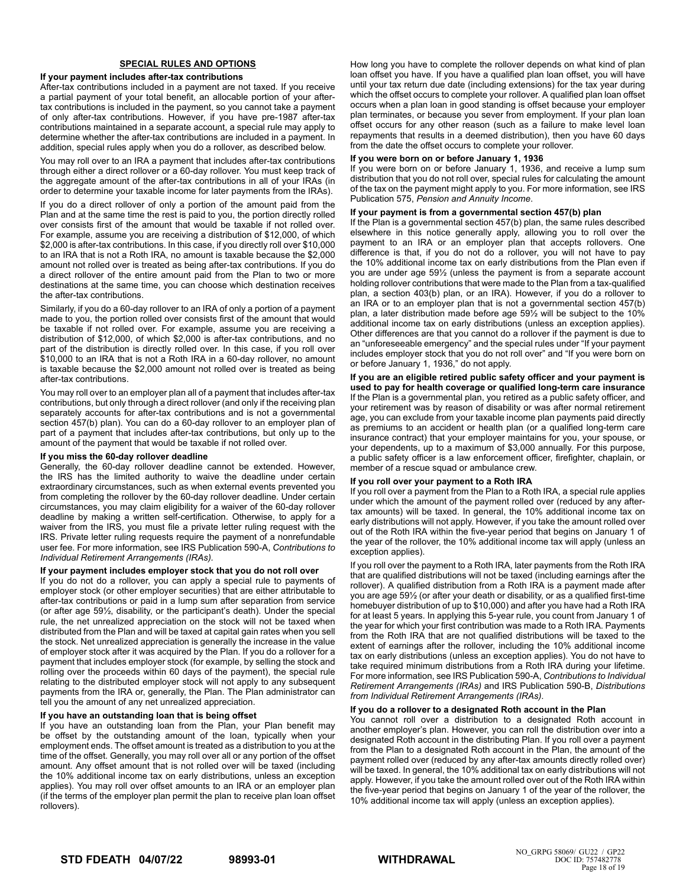## SPECIAL RULES AND OPTIONS

**If your payment includes after-tax contributions**

After-tax contributions included in a payment are not taxed. If you receive a partial payment of your total benefit, an allocable portion of your after-tax contributions is included in the payment, so you cannot take a payment of only after-tax contributions. However, if you have pre-1987 after-tax contributions maintained in a separate account, a special rule may apply to determine whether the after-tax contributions are included in a payment. In addition, special rules apply when you do a rollover, as described below.

You may roll over to an IRA a payment that includes after-tax contributions through either a direct rollover or a 60-day rollover. You must keep track of the aggregate amount of the after-tax contributions in all of your IRAs (in order to determine your taxable income for later payments from the IRAs).

If you do a direct rollover of only a portion of the amount paid from the Plan and at the same time the rest is paid to you, the portion directly rolled over consists first of the amount that would be taxable if not rolled over. For example, assume you are receiving a distribution of $12,000, of which $2,000 is after-tax contributions. In this case, if you directly roll over $10,000 to an IRA that is not a Roth IRA, no amount is taxable because the $2,000 amount not rolled over is treated as being after-tax contributions. If you do a direct rollover of the entire amount paid from the Plan to two or more destinations at the same time, you can choose which destination receives the after-tax contributions.

Similarly, if you do a 60-day rollover to an IRA of only a portion of a payment made to you, the portion rolled over consists first of the amount that would be taxable if not rolled over. For example, assume you are receiving a distribution of $12,000, of which $2,000 is after-tax contributions, and no part of the distribution is directly rolled over. In this case, if you roll over $10,000 to an IRA that is not a Roth IRA in a 60-day rollover, no amount is taxable because the $2,000 amount not rolled over is treated as being after-tax contributions.

You may roll over to an employer plan all of a payment that includes after-tax contributions, but only through a direct rollover (and only if the receiving plan separately accounts for after-tax contributions and is not a governmental section 457(b) plan). You can do a 60-day rollover to an employer plan of part of a payment that includes after-tax contributions, but only up to the amount of the payment that would be taxable if not rolled over.

**If you miss the 60-day rollover deadline**

Generally, the 60-day rollover deadline cannot be extended. However, the IRS has the limited authority to waive the deadline under certain extraordinary circumstances, such as when external events prevented you from completing the rollover by the 60-day rollover deadline. Under certain circumstances, you may claim eligibility for a waiver of the 60-day rollover deadline by making a written self-certification. Otherwise, to apply for a waiver from the IRS, you must file a private letter ruling request with the IRS. Private letter ruling requests require the payment of a nonrefundable user fee. For more information, see IRS Publication 590-A, *Contributions to Individual Retirement Arrangements (IRAs).*

**If your payment includes employer stock that you do not roll over**

If you do not do a rollover, you can apply a special rule to payments of employer stock (or other employer securities) that are either attributable to after-tax contributions or paid in a lump sum after separation from service (or after age 59½, disability, or the participant's death). Under the special rule, the net unrealized appreciation on the stock will not be taxed when distributed from the Plan and will be taxed at capital gain rates when you sell the stock. Net unrealized appreciation is generally the increase in the value of employer stock after it was acquired by the Plan. If you do a rollover for a payment that includes employer stock (for example, by selling the stock and rolling over the proceeds within 60 days of the payment), the special rule relating to the distributed employer stock will not apply to any subsequent payments from the IRA or, generally, the Plan. The Plan administrator can tell you the amount of any net unrealized appreciation.

**If you have an outstanding loan that is being offset**

If you have an outstanding loan from the Plan, your Plan benefit may be offset by the outstanding amount of the loan, typically when your employment ends. The offset amount is treated as a distribution to you at the time of the offset. Generally, you may roll over all or any portion of the offset amount. Any offset amount that is not rolled over will be taxed (including the 10% additional income tax on early distributions, unless an exception applies). You may roll over offset amounts to an IRA or an employer plan (if the terms of the employer plan permit the plan to receive plan loan offset rollovers).

How long you have to complete the rollover depends on what kind of plan loan offset you have. If you have a qualified plan loan offset, you will have until your tax return due date (including extensions) for the tax year during which the offset occurs to complete your rollover. A qualified plan loan offset occurs when a plan loan in good standing is offset because your employer plan terminates, or because you sever from employment. If your plan loan offset occurs for any other reason (such as a failure to make level loan repayments that results in a deemed distribution), then you have 60 days from the date the offset occurs to complete your rollover.

**If you were born on or before January 1, 1936**

If you were born on or before January 1, 1936, and receive a lump sum distribution that you do not roll over, special rules for calculating the amount of the tax on the payment might apply to you. For more information, see IRS Publication 575, *Pension and Annuity Income*.

**If your payment is from a governmental section 457(b) plan**

If the Plan is a governmental section 457(b) plan, the same rules described elsewhere in this notice generally apply, allowing you to roll over the payment to an IRA or an employer plan that accepts rollovers. One difference is that, if you do not do a rollover, you will not have to pay the 10% additional income tax on early distributions from the Plan even if you are under age 59½ (unless the payment is from a separate account holding rollover contributions that were made to the Plan from a tax-qualified plan, a section 403(b) plan, or an IRA). However, if you do a rollover to an IRA or to an employer plan that is not a governmental section 457(b) plan, a later distribution made before age 59½ will be subject to the 10% additional income tax on early distributions (unless an exception applies). Other differences are that you cannot do a rollover if the payment is due to an "unforeseeable emergency" and the special rules under "If your payment includes employer stock that you do not roll over" and "If you were born on or before January 1, 1936," do not apply.

**If you are an eligible retired public safety officer and your payment is used to pay for health coverage or qualified long-term care insurance**

If the Plan is a governmental plan, you retired as a public safety officer, and your retirement was by reason of disability or was after normal retirement age, you can exclude from your taxable income plan payments paid directly as premiums to an accident or health plan (or a qualified long-term care insurance contract) that your employer maintains for you, your spouse, or your dependents, up to a maximum of $3,000 annually. For this purpose, a public safety officer is a law enforcement officer, firefighter, chaplain, or member of a rescue squad or ambulance crew.

**If you roll over your payment to a Roth IRA**

If you roll over a payment from the Plan to a Roth IRA, a special rule applies under which the amount of the payment rolled over (reduced by any after-tax amounts) will be taxed. In general, the 10% additional income tax on early distributions will not apply. However, if you take the amount rolled over out of the Roth IRA within the five-year period that begins on January 1 of the year of the rollover, the 10% additional income tax will apply (unless an exception applies).

If you roll over the payment to a Roth IRA, later payments from the Roth IRA that are qualified distributions will not be taxed (including earnings after the rollover). A qualified distribution from a Roth IRA is a payment made after you are age 59½ (or after your death or disability, or as a qualified first-time homebuyer distribution of up to $10,000) and after you have had a Roth IRA for at least 5 years. In applying this 5-year rule, you count from January 1 of the year for which your first contribution was made to a Roth IRA. Payments from the Roth IRA that are not qualified distributions will be taxed to the extent of earnings after the rollover, including the 10% additional income tax on early distributions (unless an exception applies). You do not have to take required minimum distributions from a Roth IRA during your lifetime. For more information, see IRS Publication 590-A, *Contributions to Individual Retirement Arrangements (IRAs)* and IRS Publication 590-B, *Distributions from Individual Retirement Arrangements (IRAs).*

**If you do a rollover to a designated Roth account in the Plan**

You cannot roll over a distribution to a designated Roth account in another employer's plan. However, you can roll the distribution over into a designated Roth account in the distributing Plan. If you roll over a payment from the Plan to a designated Roth account in the Plan, the amount of the payment rolled over (reduced by any after-tax amounts directly rolled over) will be taxed. In general, the 10% additional tax on early distributions will not apply. However, if you take the amount rolled over out of the Roth IRA within the five-year period that begins on January 1 of the year of the rollover, the 10% additional income tax will apply (unless an exception applies).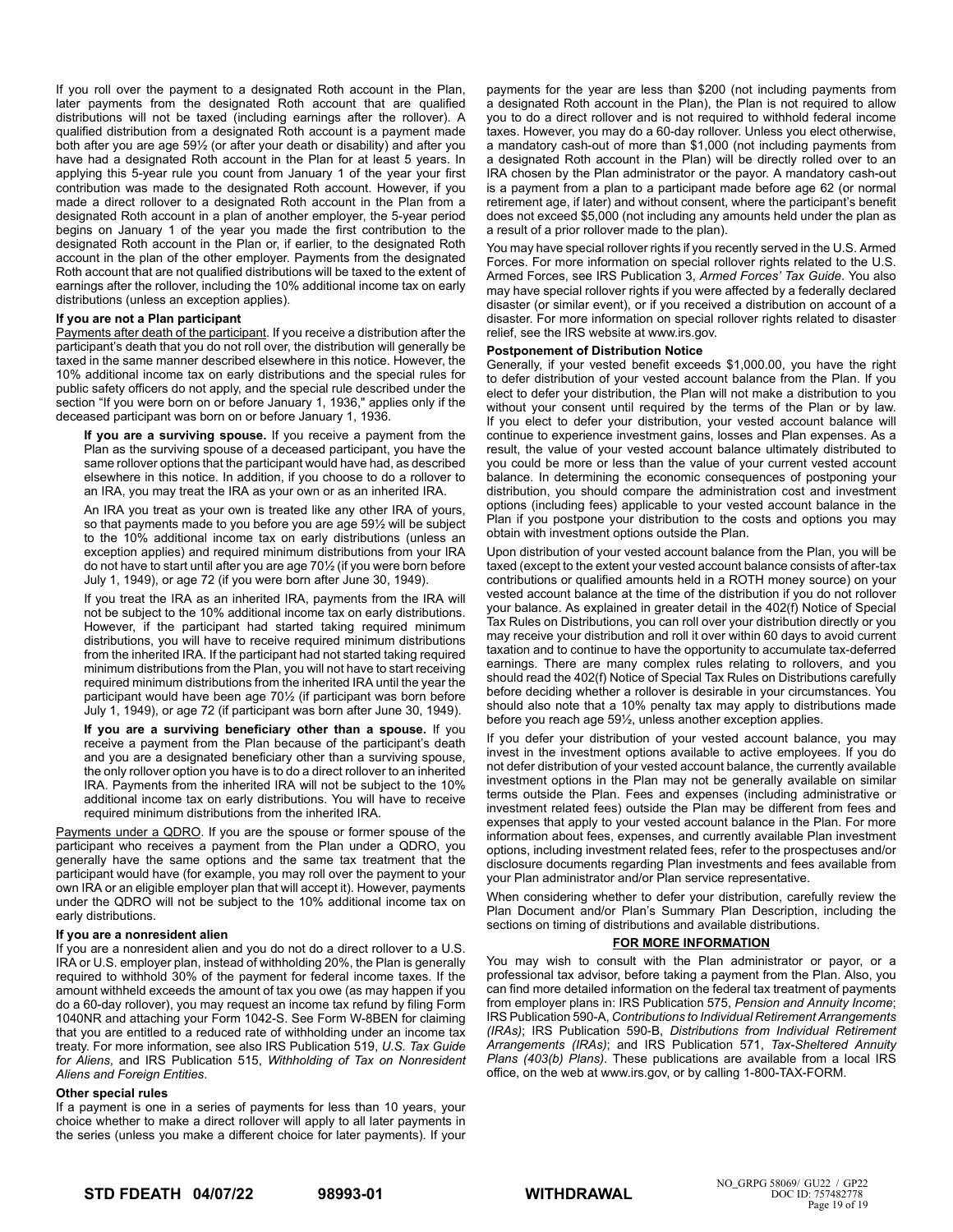If you roll over the payment to a designated Roth account in the Plan, later payments from the designated Roth account that are qualified distributions will not be taxed (including earnings after the rollover). A qualified distribution from a designated Roth account is a payment made both after you are age 59½ (or after your death or disability) and after you have had a designated Roth account in the Plan for at least 5 years. In applying this 5-year rule you count from January 1 of the year your first contribution was made to the designated Roth account. However, if you made a direct rollover to a designated Roth account in the Plan from a designated Roth account in a plan of another employer, the 5-year period begins on January 1 of the year you made the first contribution to the designated Roth account in the Plan or, if earlier, to the designated Roth account in the plan of the other employer. Payments from the designated Roth account that are not qualified distributions will be taxed to the extent of earnings after the rollover, including the 10% additional income tax on early distributions (unless an exception applies).

**If you are not a Plan participant**

Payments after death of the participant. If you receive a distribution after the participant's death that you do not roll over, the distribution will generally be taxed in the same manner described elsewhere in this notice. However, the 10% additional income tax on early distributions and the special rules for public safety officers do not apply, and the special rule described under the section "If you were born on or before January 1, 1936," applies only if the deceased participant was born on or before January 1, 1936.

**If you are a surviving spouse.** If you receive a payment from the Plan as the surviving spouse of a deceased participant, you have the same rollover options that the participant would have had, as described elsewhere in this notice. In addition, if you choose to do a rollover to an IRA, you may treat the IRA as your own or as an inherited IRA.

An IRA you treat as your own is treated like any other IRA of yours, so that payments made to you before you are age 59½ will be subject to the 10% additional income tax on early distributions (unless an exception applies) and required minimum distributions from your IRA do not have to start until after you are age 70½ (if you were born before July 1, 1949), or age 72 (if you were born after June 30, 1949).

If you treat the IRA as an inherited IRA, payments from the IRA will not be subject to the 10% additional income tax on early distributions. However, if the participant had started taking required minimum distributions, you will have to receive required minimum distributions from the inherited IRA. If the participant had not started taking required minimum distributions from the Plan, you will not have to start receiving required minimum distributions from the inherited IRA until the year the participant would have been age 70½ (if participant was born before July 1, 1949), or age 72 (if participant was born after June 30, 1949).

**If you are a surviving beneficiary other than a spouse.** If you receive a payment from the Plan because of the participant's death and you are a designated beneficiary other than a surviving spouse, the only rollover option you have is to do a direct rollover to an inherited IRA. Payments from the inherited IRA will not be subject to the 10% additional income tax on early distributions. You will have to receive required minimum distributions from the inherited IRA.

Payments under a QDRO. If you are the spouse or former spouse of the participant who receives a payment from the Plan under a QDRO, you generally have the same options and the same tax treatment that the participant would have (for example, you may roll over the payment to your own IRA or an eligible employer plan that will accept it). However, payments under the QDRO will not be subject to the 10% additional income tax on early distributions.

**If you are a nonresident alien**

If you are a nonresident alien and you do not do a direct rollover to a U.S. IRA or U.S. employer plan, instead of withholding 20%, the Plan is generally required to withhold 30% of the payment for federal income taxes. If the amount withheld exceeds the amount of tax you owe (as may happen if you do a 60-day rollover), you may request an income tax refund by filing Form 1040NR and attaching your Form 1042-S. See Form W-8BEN for claiming that you are entitled to a reduced rate of withholding under an income tax treaty. For more information, see also IRS Publication 519, *U.S. Tax Guide for Aliens*, and IRS Publication 515, *Withholding of Tax on Nonresident Aliens and Foreign Entities*.

**Other special rules**

If a payment is one in a series of payments for less than 10 years, your choice whether to make a direct rollover will apply to all later payments in the series (unless you make a different choice for later payments). If your payments for the year are less than $200 (not including payments from a designated Roth account in the Plan), the Plan is not required to allow you to do a direct rollover and is not required to withhold federal income taxes. However, you may do a 60-day rollover. Unless you elect otherwise, a mandatory cash-out of more than $1,000 (not including payments from a designated Roth account in the Plan) will be directly rolled over to an IRA chosen by the Plan administrator or the payor. A mandatory cash-out is a payment from a plan to a participant made before age 62 (or normal retirement age, if later) and without consent, where the participant's benefit does not exceed $5,000 (not including any amounts held under the plan as a result of a prior rollover made to the plan).

You may have special rollover rights if you recently served in the U.S. Armed Forces. For more information on special rollover rights related to the U.S. Armed Forces, see IRS Publication 3, *Armed Forces' Tax Guide*. You also may have special rollover rights if you were affected by a federally declared disaster (or similar event), or if you received a distribution on account of a disaster. For more information on special rollover rights related to disaster relief, see the IRS website at www.irs.gov.

**Postponement of Distribution Notice**

Generally, if your vested benefit exceeds $1,000.00, you have the right to defer distribution of your vested account balance from the Plan. If you elect to defer your distribution, the Plan will not make a distribution to you without your consent until required by the terms of the Plan or by law. If you elect to defer your distribution, your vested account balance will continue to experience investment gains, losses and Plan expenses. As a result, the value of your vested account balance ultimately distributed to you could be more or less than the value of your current vested account balance. In determining the economic consequences of postponing your distribution, you should compare the administration cost and investment options (including fees) applicable to your vested account balance in the Plan if you postpone your distribution to the costs and options you may obtain with investment options outside the Plan.

Upon distribution of your vested account balance from the Plan, you will be taxed (except to the extent your vested account balance consists of after-tax contributions or qualified amounts held in a ROTH money source) on your vested account balance at the time of the distribution if you do not rollover your balance. As explained in greater detail in the 402(f) Notice of Special Tax Rules on Distributions, you can roll over your distribution directly or you may receive your distribution and roll it over within 60 days to avoid current taxation and to continue to have the opportunity to accumulate tax-deferred earnings. There are many complex rules relating to rollovers, and you should read the 402(f) Notice of Special Tax Rules on Distributions carefully before deciding whether a rollover is desirable in your circumstances. You should also note that a 10% penalty tax may apply to distributions made before you reach age 59½, unless another exception applies.

If you defer your distribution of your vested account balance, you may invest in the investment options available to active employees. If you do not defer distribution of your vested account balance, the currently available investment options in the Plan may not be generally available on similar terms outside the Plan. Fees and expenses (including administrative or investment related fees) outside the Plan may be different from fees and expenses that apply to your vested account balance in the Plan. For more information about fees, expenses, and currently available Plan investment options, including investment related fees, refer to the prospectuses and/or disclosure documents regarding Plan investments and fees available from your Plan administrator and/or Plan service representative.

When considering whether to defer your distribution, carefully review the Plan Document and/or Plan's Summary Plan Description, including the sections on timing of distributions and available distributions.

**FOR MORE INFORMATION**

You may wish to consult with the Plan administrator or payor, or a professional tax advisor, before taking a payment from the Plan. Also, you can find more detailed information on the federal tax treatment of payments from employer plans in: IRS Publication 575, *Pension and Annuity Income*; IRS Publication 590-A, *Contributions to Individual Retirement Arrangements (IRAs)*; IRS Publication 590-B, *Distributions from Individual Retirement Arrangements (IRAs)*; and IRS Publication 571, *Tax-Sheltered Annuity Plans (403(b) Plans)*. These publications are available from a local IRS office, on the web at www.irs.gov, or by calling 1-800-TAX-FORM.